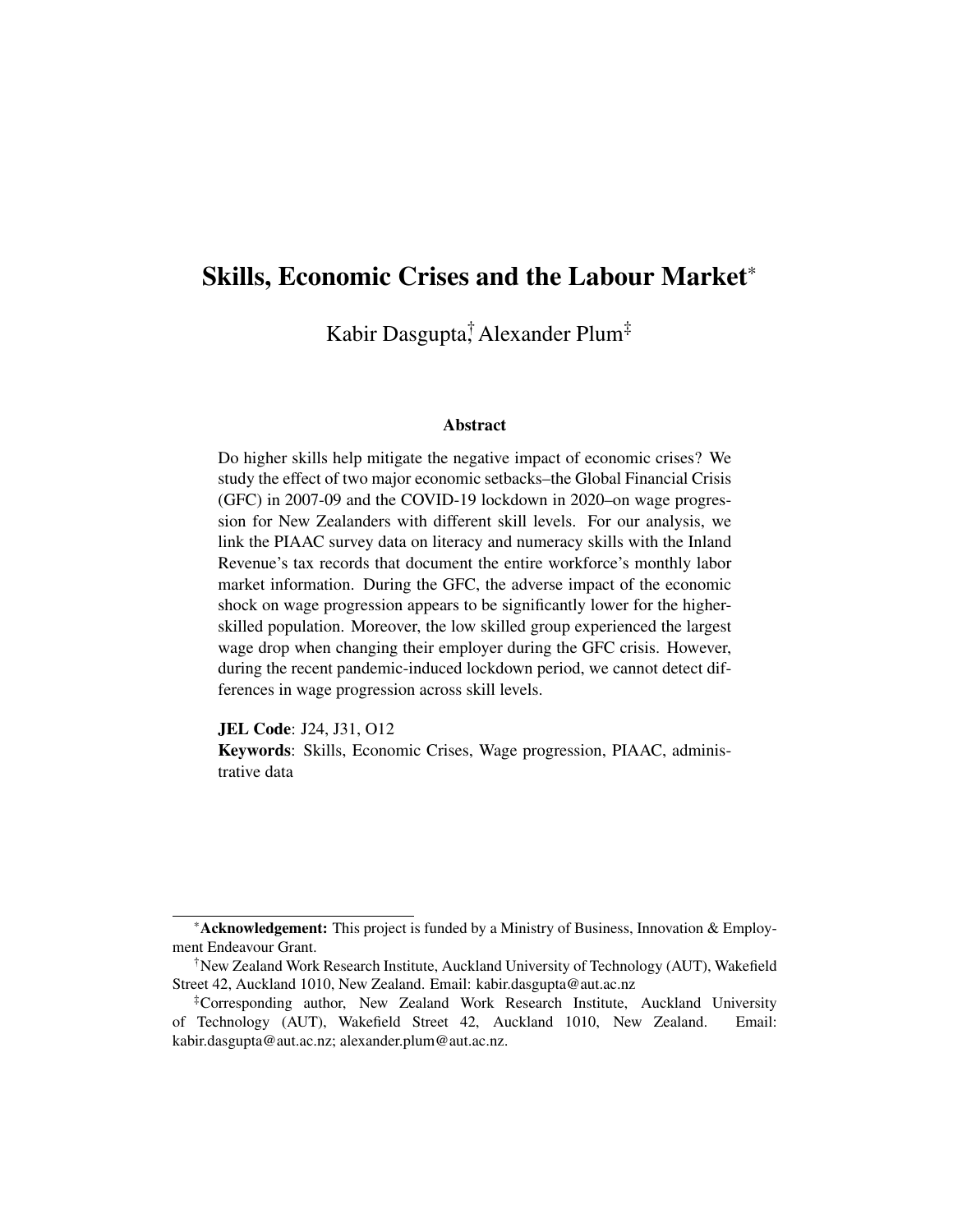# Skills, Economic Crises and the Labour Market*

Kabir Dasgupta,[†] Alexander Plum[‡]

## Abstract

Do higher skills help mitigate the negative impact of economic crises? We study the effect of two major economic setbacks–the Global Financial Crisis (GFC) in 2007-09 and the COVID-19 lockdown in 2020–on wage progression for New Zealanders with different skill levels. For our analysis, we link the PIAAC survey data on literacy and numeracy skills with the Inland Revenue's tax records that document the entire workforce's monthly labor market information. During the GFC, the adverse impact of the economic shock on wage progression appears to be significantly lower for the higher-skilled population. Moreover, the low skilled group experienced the largest wage drop when changing their employer during the GFC crisis. However, during the recent pandemic-induced lockdown period, we cannot detect differences in wage progression across skill levels.

**JEL Code**: J24, J31, O12

**Keywords**: Skills, Economic Crises, Wage progression, PIAAC, administrative data

---

*__Acknowledgement:__ This project is funded by a Ministry of Business, Innovation & Employment Endeavour Grant.

†New Zealand Work Research Institute, Auckland University of Technology (AUT), Wakefield Street 42, Auckland 1010, New Zealand. Email: kabir.dasgupta@aut.ac.nz

‡Corresponding author, New Zealand Work Research Institute, Auckland University of Technology (AUT), Wakefield Street 42, Auckland 1010, New Zealand. Email: kabir.dasgupta@aut.ac.nz; alexander.plum@aut.ac.nz.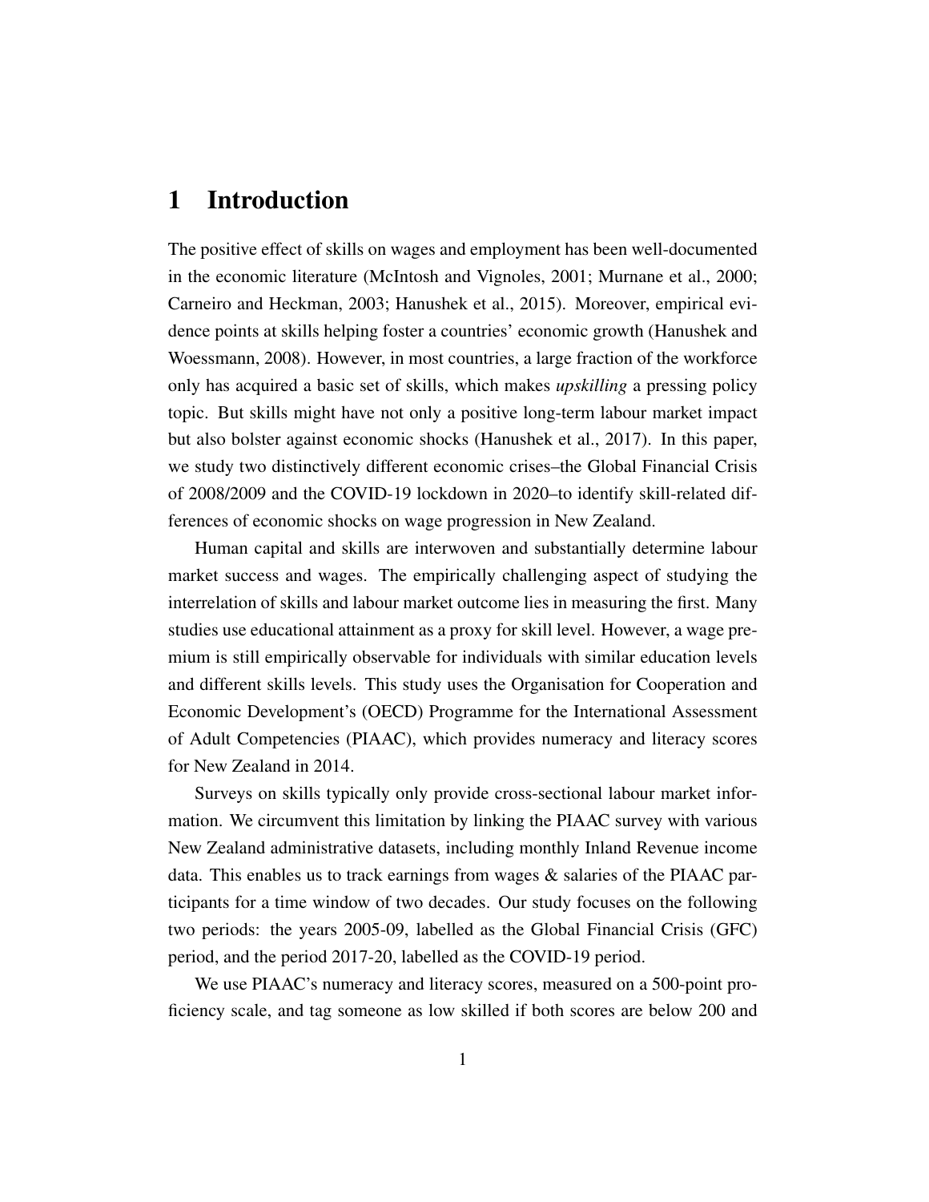# 1 Introduction

The positive effect of skills on wages and employment has been well-documented in the economic literature (McIntosh and Vignoles, 2001; Murnane et al., 2000; Carneiro and Heckman, 2003; Hanushek et al., 2015). Moreover, empirical evidence points at skills helping foster a countries' economic growth (Hanushek and Woessmann, 2008). However, in most countries, a large fraction of the workforce only has acquired a basic set of skills, which makes *upskilling* a pressing policy topic. But skills might have not only a positive long-term labour market impact but also bolster against economic shocks (Hanushek et al., 2017). In this paper, we study two distinctively different economic crises–the Global Financial Crisis of 2008/2009 and the COVID-19 lockdown in 2020–to identify skill-related differences of economic shocks on wage progression in New Zealand.

Human capital and skills are interwoven and substantially determine labour market success and wages. The empirically challenging aspect of studying the interrelation of skills and labour market outcome lies in measuring the first. Many studies use educational attainment as a proxy for skill level. However, a wage premium is still empirically observable for individuals with similar education levels and different skills levels. This study uses the Organisation for Cooperation and Economic Development's (OECD) Programme for the International Assessment of Adult Competencies (PIAAC), which provides numeracy and literacy scores for New Zealand in 2014.

Surveys on skills typically only provide cross-sectional labour market information. We circumvent this limitation by linking the PIAAC survey with various New Zealand administrative datasets, including monthly Inland Revenue income data. This enables us to track earnings from wages & salaries of the PIAAC participants for a time window of two decades. Our study focuses on the following two periods: the years 2005-09, labelled as the Global Financial Crisis (GFC) period, and the period 2017-20, labelled as the COVID-19 period.

We use PIAAC's numeracy and literacy scores, measured on a 500-point proficiency scale, and tag someone as low skilled if both scores are below 200 and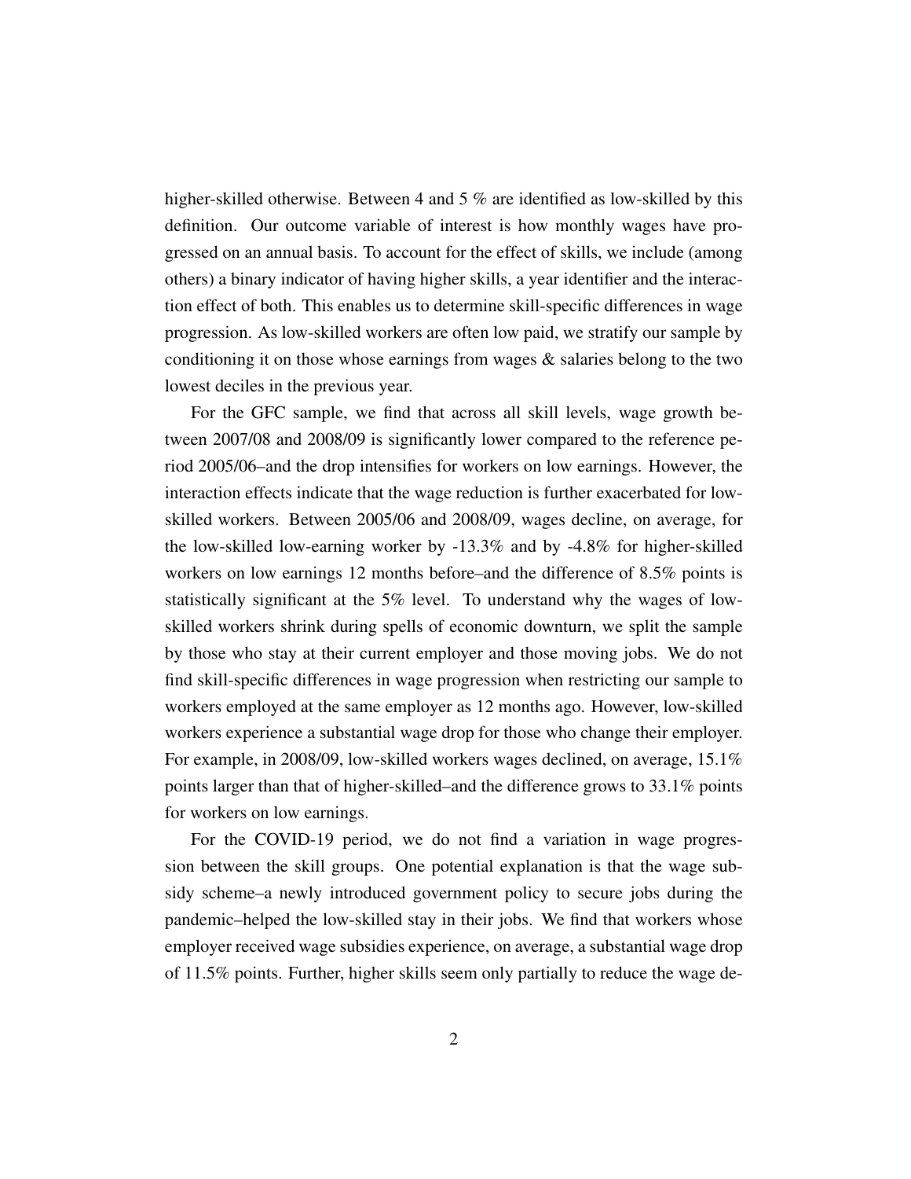higher-skilled otherwise. Between 4 and 5 % are identified as low-skilled by this definition. Our outcome variable of interest is how monthly wages have progressed on an annual basis. To account for the effect of skills, we include (among others) a binary indicator of having higher skills, a year identifier and the interaction effect of both. This enables us to determine skill-specific differences in wage progression. As low-skilled workers are often low paid, we stratify our sample by conditioning it on those whose earnings from wages & salaries belong to the two lowest deciles in the previous year.

For the GFC sample, we find that across all skill levels, wage growth between 2007/08 and 2008/09 is significantly lower compared to the reference period 2005/06–and the drop intensifies for workers on low earnings. However, the interaction effects indicate that the wage reduction is further exacerbated for low-skilled workers. Between 2005/06 and 2008/09, wages decline, on average, for the low-skilled low-earning worker by -13.3% and by -4.8% for higher-skilled workers on low earnings 12 months before–and the difference of 8.5% points is statistically significant at the 5% level. To understand why the wages of low-skilled workers shrink during spells of economic downturn, we split the sample by those who stay at their current employer and those moving jobs. We do not find skill-specific differences in wage progression when restricting our sample to workers employed at the same employer as 12 months ago. However, low-skilled workers experience a substantial wage drop for those who change their employer. For example, in 2008/09, low-skilled workers wages declined, on average, 15.1% points larger than that of higher-skilled–and the difference grows to 33.1% points for workers on low earnings.

For the COVID-19 period, we do not find a variation in wage progression between the skill groups. One potential explanation is that the wage subsidy scheme–a newly introduced government policy to secure jobs during the pandemic–helped the low-skilled stay in their jobs. We find that workers whose employer received wage subsidies experience, on average, a substantial wage drop of 11.5% points. Further, higher skills seem only partially to reduce the wage de-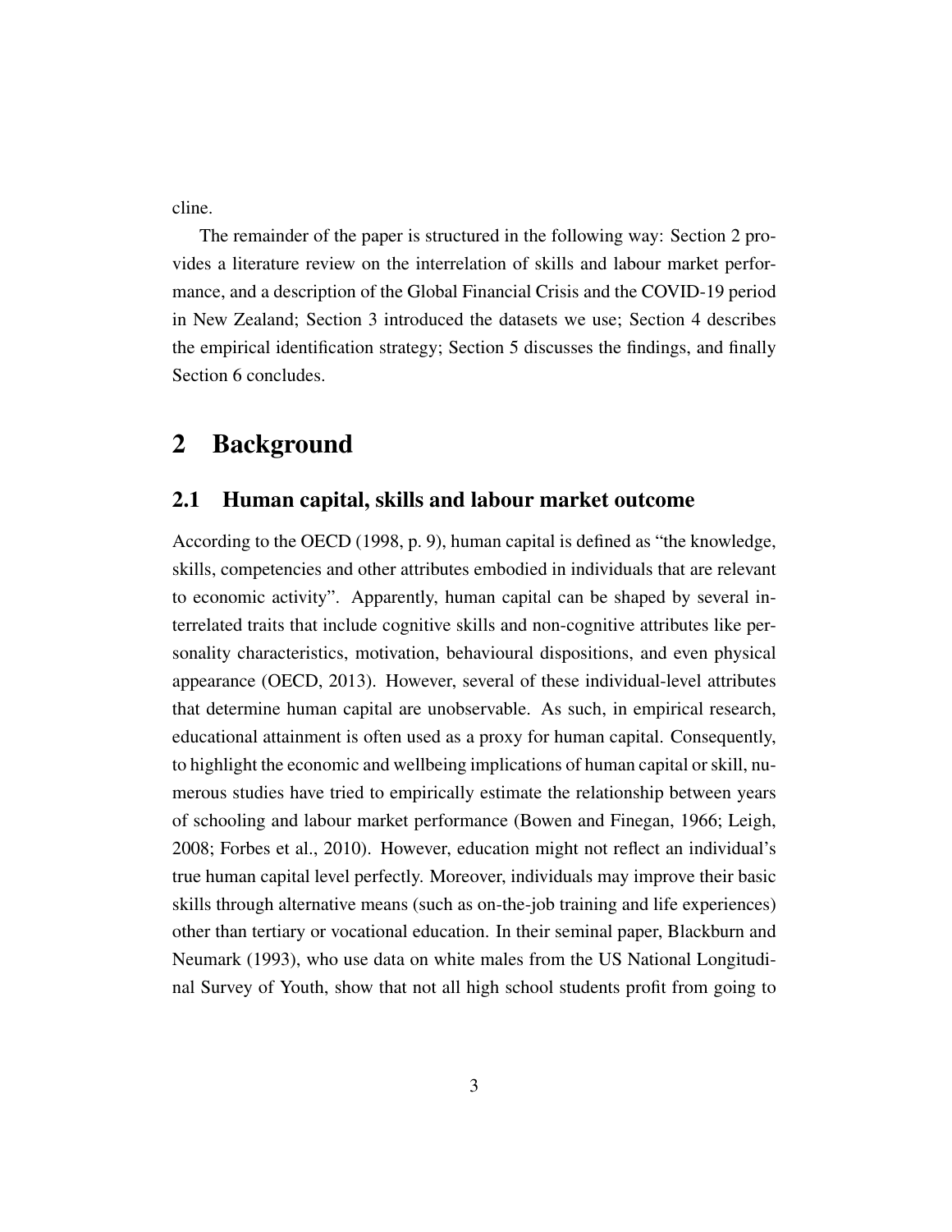cline.

The remainder of the paper is structured in the following way: Section 2 provides a literature review on the interrelation of skills and labour market performance, and a description of the Global Financial Crisis and the COVID-19 period in New Zealand; Section 3 introduced the datasets we use; Section 4 describes the empirical identification strategy; Section 5 discusses the findings, and finally Section 6 concludes.

# 2 Background

## 2.1 Human capital, skills and labour market outcome

According to the OECD (1998, p. 9), human capital is defined as "the knowledge, skills, competencies and other attributes embodied in individuals that are relevant to economic activity". Apparently, human capital can be shaped by several interrelated traits that include cognitive skills and non-cognitive attributes like personality characteristics, motivation, behavioural dispositions, and even physical appearance (OECD, 2013). However, several of these individual-level attributes that determine human capital are unobservable. As such, in empirical research, educational attainment is often used as a proxy for human capital. Consequently, to highlight the economic and wellbeing implications of human capital or skill, numerous studies have tried to empirically estimate the relationship between years of schooling and labour market performance (Bowen and Finegan, 1966; Leigh, 2008; Forbes et al., 2010). However, education might not reflect an individual's true human capital level perfectly. Moreover, individuals may improve their basic skills through alternative means (such as on-the-job training and life experiences) other than tertiary or vocational education. In their seminal paper, Blackburn and Neumark (1993), who use data on white males from the US National Longitudinal Survey of Youth, show that not all high school students profit from going to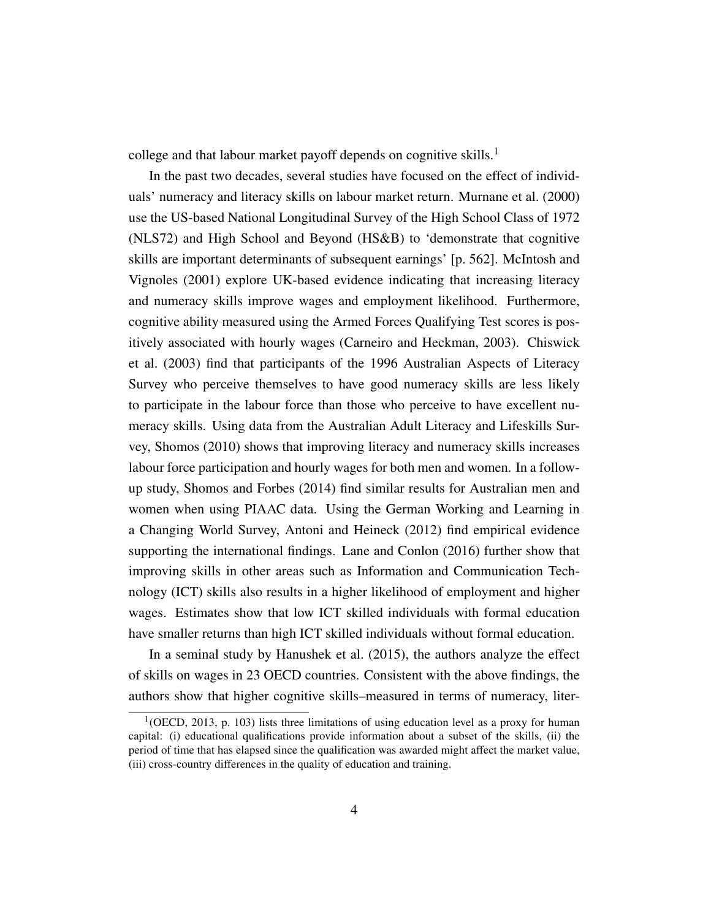college and that labour market payoff depends on cognitive skills.[1]

In the past two decades, several studies have focused on the effect of individuals' numeracy and literacy skills on labour market return. Murnane et al. (2000) use the US-based National Longitudinal Survey of the High School Class of 1972 (NLS72) and High School and Beyond (HS&B) to 'demonstrate that cognitive skills are important determinants of subsequent earnings' [p. 562]. McIntosh and Vignoles (2001) explore UK-based evidence indicating that increasing literacy and numeracy skills improve wages and employment likelihood. Furthermore, cognitive ability measured using the Armed Forces Qualifying Test scores is positively associated with hourly wages (Carneiro and Heckman, 2003). Chiswick et al. (2003) find that participants of the 1996 Australian Aspects of Literacy Survey who perceive themselves to have good numeracy skills are less likely to participate in the labour force than those who perceive to have excellent numeracy skills. Using data from the Australian Adult Literacy and Lifeskills Survey, Shomos (2010) shows that improving literacy and numeracy skills increases labour force participation and hourly wages for both men and women. In a follow-up study, Shomos and Forbes (2014) find similar results for Australian men and women when using PIAAC data. Using the German Working and Learning in a Changing World Survey, Antoni and Heineck (2012) find empirical evidence supporting the international findings. Lane and Conlon (2016) further show that improving skills in other areas such as Information and Communication Technology (ICT) skills also results in a higher likelihood of employment and higher wages. Estimates show that low ICT skilled individuals with formal education have smaller returns than high ICT skilled individuals without formal education.

In a seminal study by Hanushek et al. (2015), the authors analyze the effect of skills on wages in 23 OECD countries. Consistent with the above findings, the authors show that higher cognitive skills–measured in terms of numeracy, liter-

[1](OECD, 2013, p. 103) lists three limitations of using education level as a proxy for human capital: (i) educational qualifications provide information about a subset of the skills, (ii) the period of time that has elapsed since the qualification was awarded might affect the market value, (iii) cross-country differences in the quality of education and training.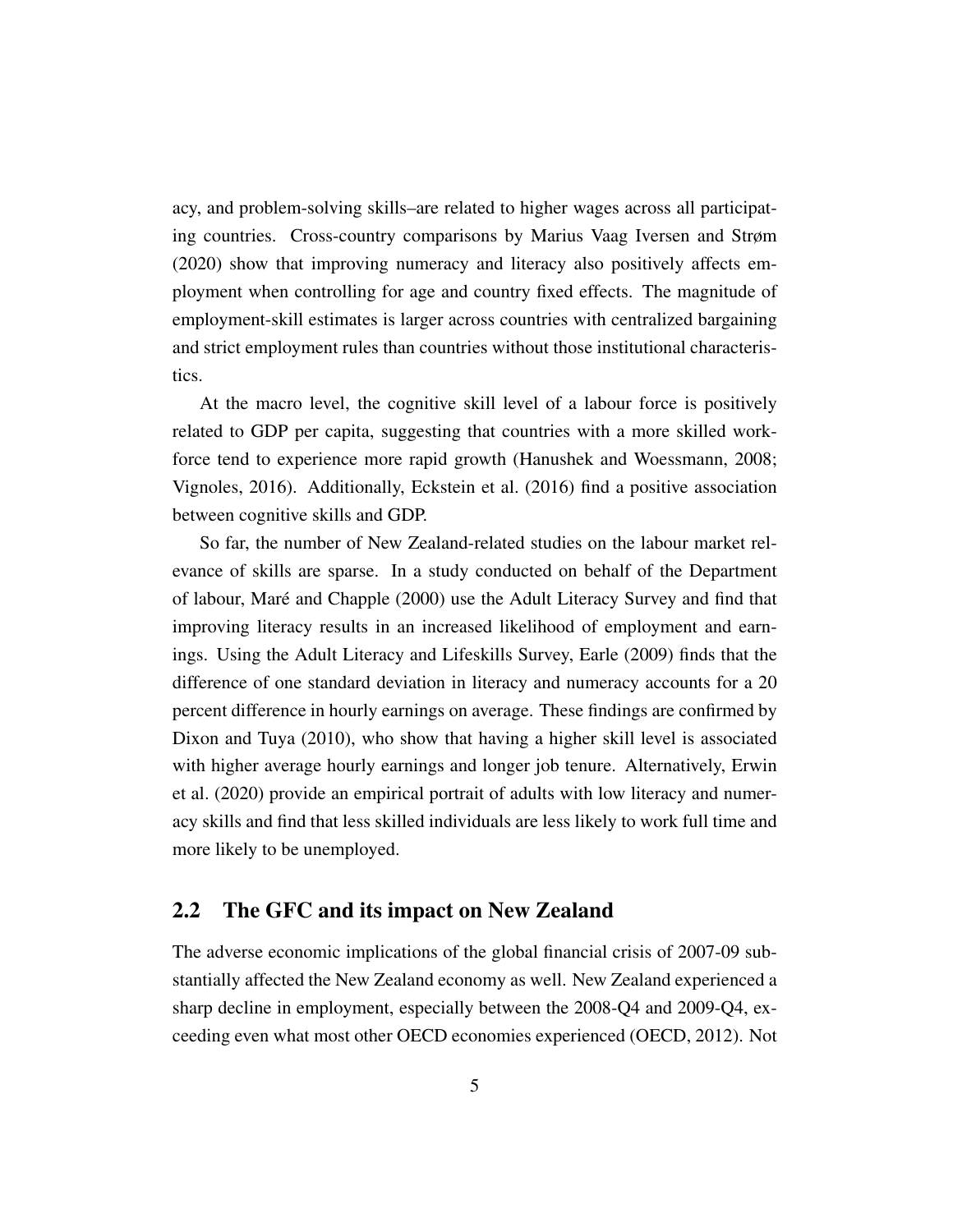acy, and problem-solving skills–are related to higher wages across all participating countries. Cross-country comparisons by Marius Vaag Iversen and Strøm (2020) show that improving numeracy and literacy also positively affects employment when controlling for age and country fixed effects. The magnitude of employment-skill estimates is larger across countries with centralized bargaining and strict employment rules than countries without those institutional characteristics.

At the macro level, the cognitive skill level of a labour force is positively related to GDP per capita, suggesting that countries with a more skilled workforce tend to experience more rapid growth (Hanushek and Woessmann, 2008; Vignoles, 2016). Additionally, Eckstein et al. (2016) find a positive association between cognitive skills and GDP.

So far, the number of New Zealand-related studies on the labour market relevance of skills are sparse. In a study conducted on behalf of the Department of labour, Maré and Chapple (2000) use the Adult Literacy Survey and find that improving literacy results in an increased likelihood of employment and earnings. Using the Adult Literacy and Lifeskills Survey, Earle (2009) finds that the difference of one standard deviation in literacy and numeracy accounts for a 20 percent difference in hourly earnings on average. These findings are confirmed by Dixon and Tuya (2010), who show that having a higher skill level is associated with higher average hourly earnings and longer job tenure. Alternatively, Erwin et al. (2020) provide an empirical portrait of adults with low literacy and numeracy skills and find that less skilled individuals are less likely to work full time and more likely to be unemployed.

## 2.2 The GFC and its impact on New Zealand

The adverse economic implications of the global financial crisis of 2007-09 substantially affected the New Zealand economy as well. New Zealand experienced a sharp decline in employment, especially between the 2008-Q4 and 2009-Q4, exceeding even what most other OECD economies experienced (OECD, 2012). Not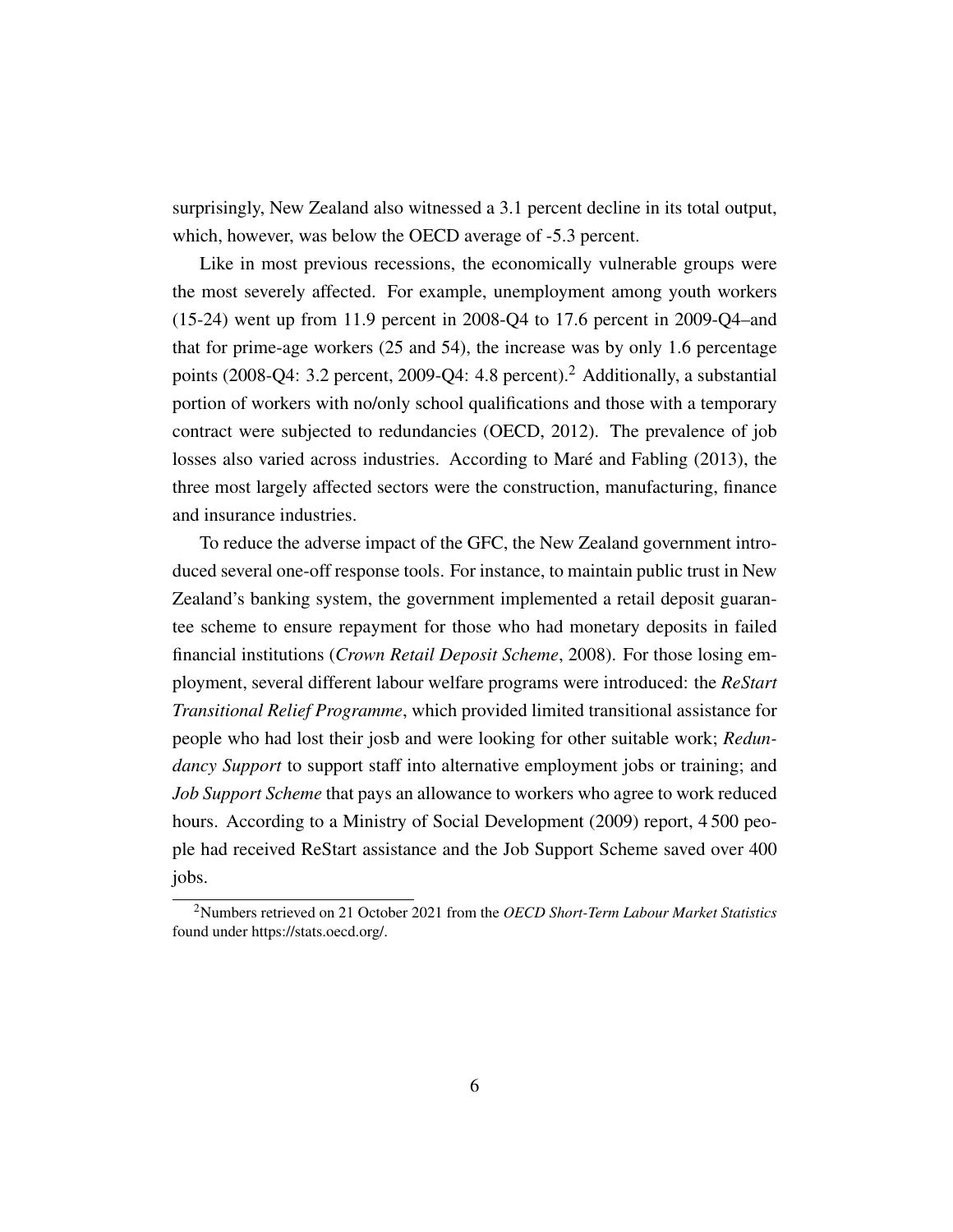surprisingly, New Zealand also witnessed a 3.1 percent decline in its total output, which, however, was below the OECD average of -5.3 percent.

Like in most previous recessions, the economically vulnerable groups were the most severely affected. For example, unemployment among youth workers (15-24) went up from 11.9 percent in 2008-Q4 to 17.6 percent in 2009-Q4–and that for prime-age workers (25 and 54), the increase was by only 1.6 percentage points (2008-Q4: 3.2 percent, 2009-Q4: 4.8 percent).[2] Additionally, a substantial portion of workers with no/only school qualifications and those with a temporary contract were subjected to redundancies (OECD, 2012). The prevalence of job losses also varied across industries. According to Maré and Fabling (2013), the three most largely affected sectors were the construction, manufacturing, finance and insurance industries.

To reduce the adverse impact of the GFC, the New Zealand government introduced several one-off response tools. For instance, to maintain public trust in New Zealand's banking system, the government implemented a retail deposit guarantee scheme to ensure repayment for those who had monetary deposits in failed financial institutions (*Crown Retail Deposit Scheme*, 2008). For those losing employment, several different labour welfare programs were introduced: the *ReStart Transitional Relief Programme*, which provided limited transitional assistance for people who had lost their josb and were looking for other suitable work; *Redundancy Support* to support staff into alternative employment jobs or training; and *Job Support Scheme* that pays an allowance to workers who agree to work reduced hours. According to a Ministry of Social Development (2009) report, 4 500 people had received ReStart assistance and the Job Support Scheme saved over 400 jobs.

[2] Numbers retrieved on 21 October 2021 from the *OECD Short-Term Labour Market Statistics* found under https://stats.oecd.org/.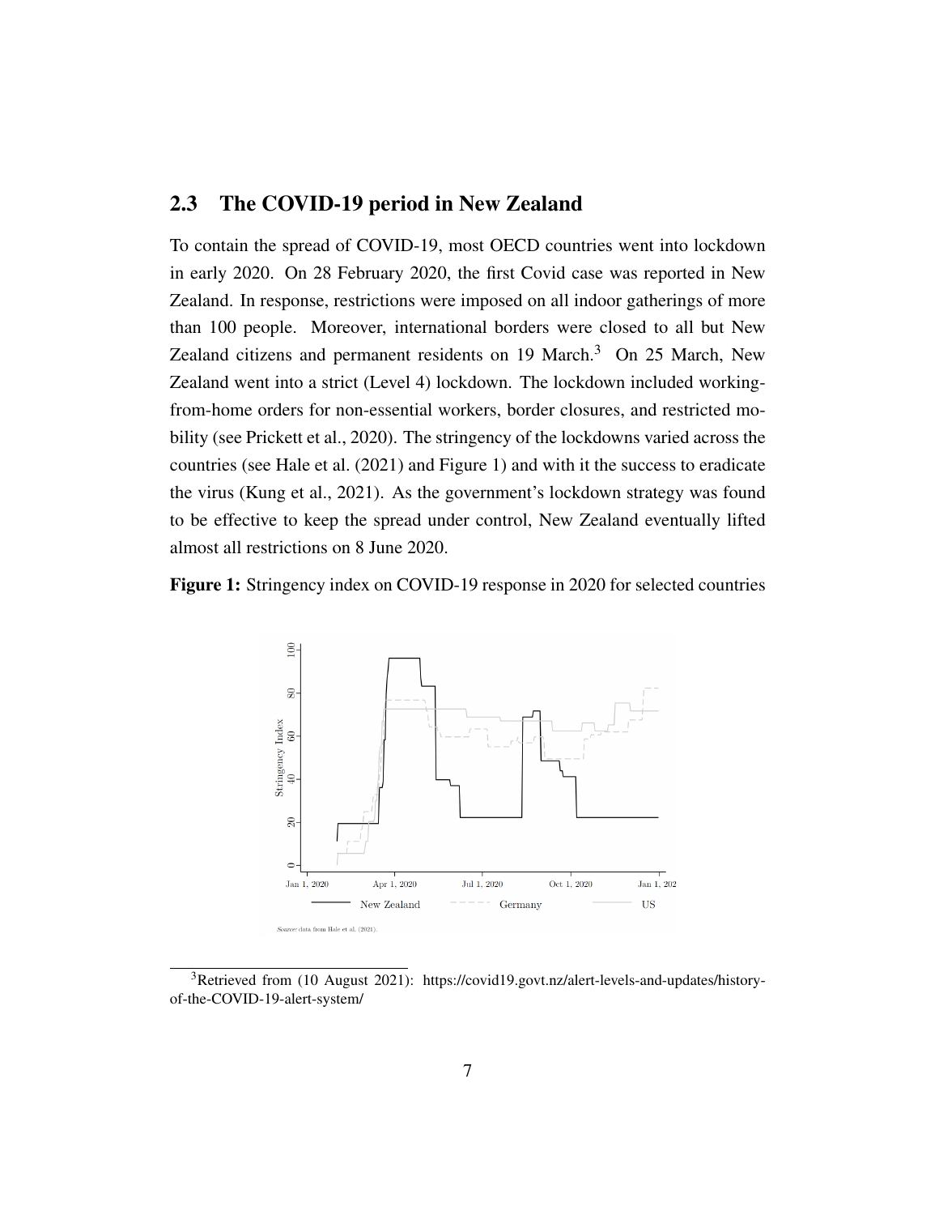## 2.3 The COVID-19 period in New Zealand

To contain the spread of COVID-19, most OECD countries went into lockdown in early 2020. On 28 February 2020, the first Covid case was reported in New Zealand. In response, restrictions were imposed on all indoor gatherings of more than 100 people. Moreover, international borders were closed to all but New Zealand citizens and permanent residents on 19 March.[3] On 25 March, New Zealand went into a strict (Level 4) lockdown. The lockdown included working-from-home orders for non-essential workers, border closures, and restricted mobility (see Prickett et al., 2020). The stringency of the lockdowns varied across the countries (see Hale et al. (2021) and Figure 1) and with it the success to eradicate the virus (Kung et al., 2021). As the government's lockdown strategy was found to be effective to keep the spread under control, New Zealand eventually lifted almost all restrictions on 8 June 2020.

**Figure 1:** Stringency index on COVID-19 response in 2020 for selected countries

*Source:* data from Hale et al. (2021).

[3] Retrieved from (10 August 2021): https://covid19.govt.nz/alert-levels-and-updates/history-of-the-COVID-19-alert-system/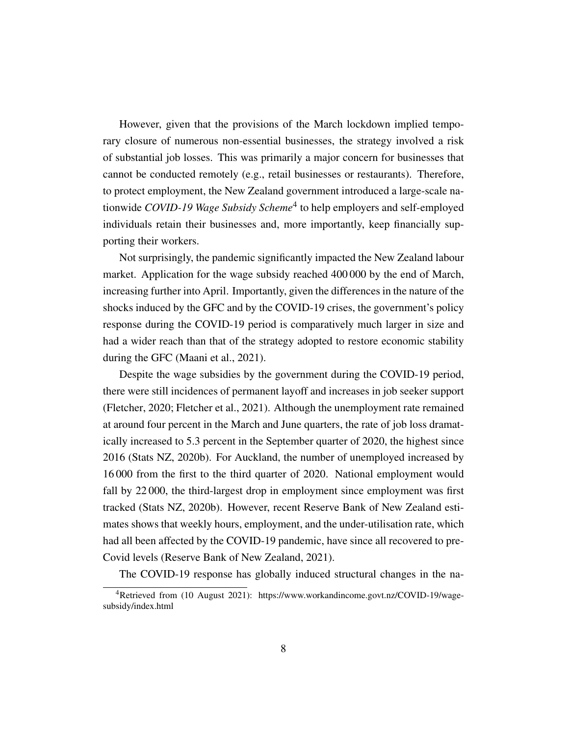However, given that the provisions of the March lockdown implied temporary closure of numerous non-essential businesses, the strategy involved a risk of substantial job losses. This was primarily a major concern for businesses that cannot be conducted remotely (e.g., retail businesses or restaurants). Therefore, to protect employment, the New Zealand government introduced a large-scale nationwide *COVID-19 Wage Subsidy Scheme*[4] to help employers and self-employed individuals retain their businesses and, more importantly, keep financially supporting their workers.

Not surprisingly, the pandemic significantly impacted the New Zealand labour market. Application for the wage subsidy reached 400 000 by the end of March, increasing further into April. Importantly, given the differences in the nature of the shocks induced by the GFC and by the COVID-19 crises, the government's policy response during the COVID-19 period is comparatively much larger in size and had a wider reach than that of the strategy adopted to restore economic stability during the GFC (Maani et al., 2021).

Despite the wage subsidies by the government during the COVID-19 period, there were still incidences of permanent layoff and increases in job seeker support (Fletcher, 2020; Fletcher et al., 2021). Although the unemployment rate remained at around four percent in the March and June quarters, the rate of job loss dramatically increased to 5.3 percent in the September quarter of 2020, the highest since 2016 (Stats NZ, 2020b). For Auckland, the number of unemployed increased by 16 000 from the first to the third quarter of 2020. National employment would fall by 22 000, the third-largest drop in employment since employment was first tracked (Stats NZ, 2020b). However, recent Reserve Bank of New Zealand estimates shows that weekly hours, employment, and the under-utilisation rate, which had all been affected by the COVID-19 pandemic, have since all recovered to pre-Covid levels (Reserve Bank of New Zealand, 2021).

The COVID-19 response has globally induced structural changes in the na-

[4] Retrieved from (10 August 2021): https://www.workandincome.govt.nz/COVID-19/wage-subsidy/index.html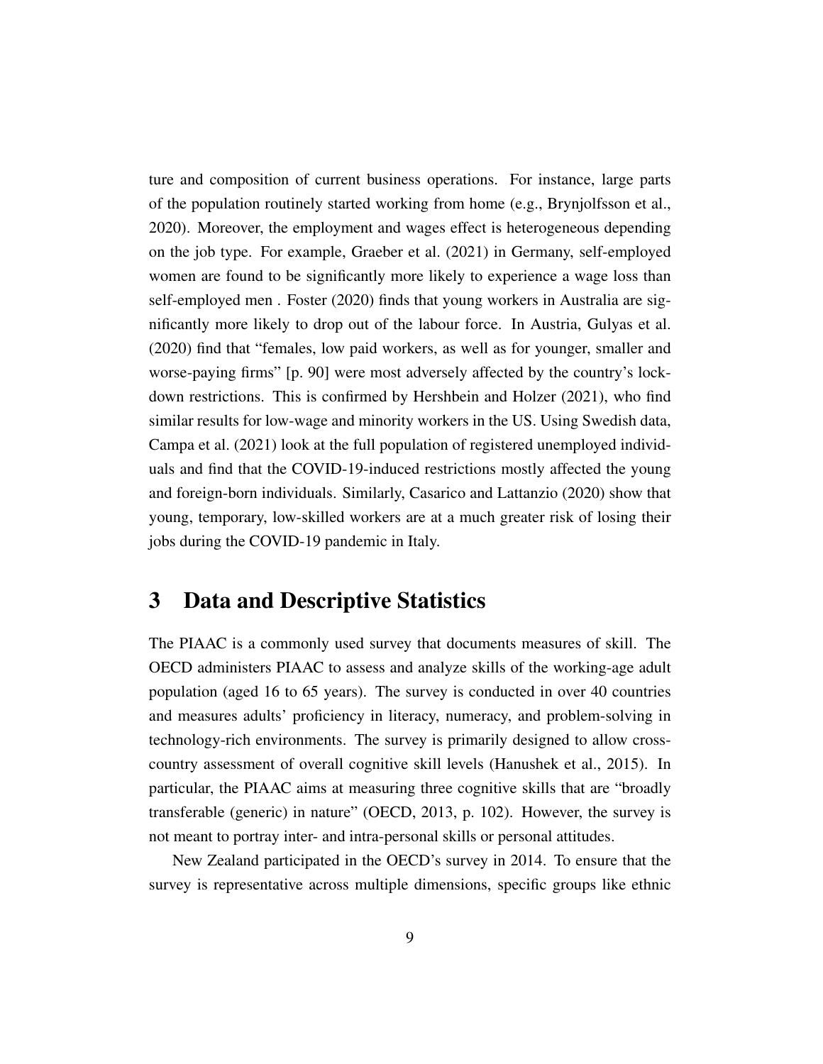ture and composition of current business operations. For instance, large parts of the population routinely started working from home (e.g., Brynjolfsson et al., 2020). Moreover, the employment and wages effect is heterogeneous depending on the job type. For example, Graeber et al. (2021) in Germany, self-employed women are found to be significantly more likely to experience a wage loss than self-employed men . Foster (2020) finds that young workers in Australia are significantly more likely to drop out of the labour force. In Austria, Gulyas et al. (2020) find that "females, low paid workers, as well as for younger, smaller and worse-paying firms" [p. 90] were most adversely affected by the country's lockdown restrictions. This is confirmed by Hershbein and Holzer (2021), who find similar results for low-wage and minority workers in the US. Using Swedish data, Campa et al. (2021) look at the full population of registered unemployed individuals and find that the COVID-19-induced restrictions mostly affected the young and foreign-born individuals. Similarly, Casarico and Lattanzio (2020) show that young, temporary, low-skilled workers are at a much greater risk of losing their jobs during the COVID-19 pandemic in Italy.

# 3 Data and Descriptive Statistics

The PIAAC is a commonly used survey that documents measures of skill. The OECD administers PIAAC to assess and analyze skills of the working-age adult population (aged 16 to 65 years). The survey is conducted in over 40 countries and measures adults' proficiency in literacy, numeracy, and problem-solving in technology-rich environments. The survey is primarily designed to allow cross-country assessment of overall cognitive skill levels (Hanushek et al., 2015). In particular, the PIAAC aims at measuring three cognitive skills that are "broadly transferable (generic) in nature" (OECD, 2013, p. 102). However, the survey is not meant to portray inter- and intra-personal skills or personal attitudes.

New Zealand participated in the OECD's survey in 2014. To ensure that the survey is representative across multiple dimensions, specific groups like ethnic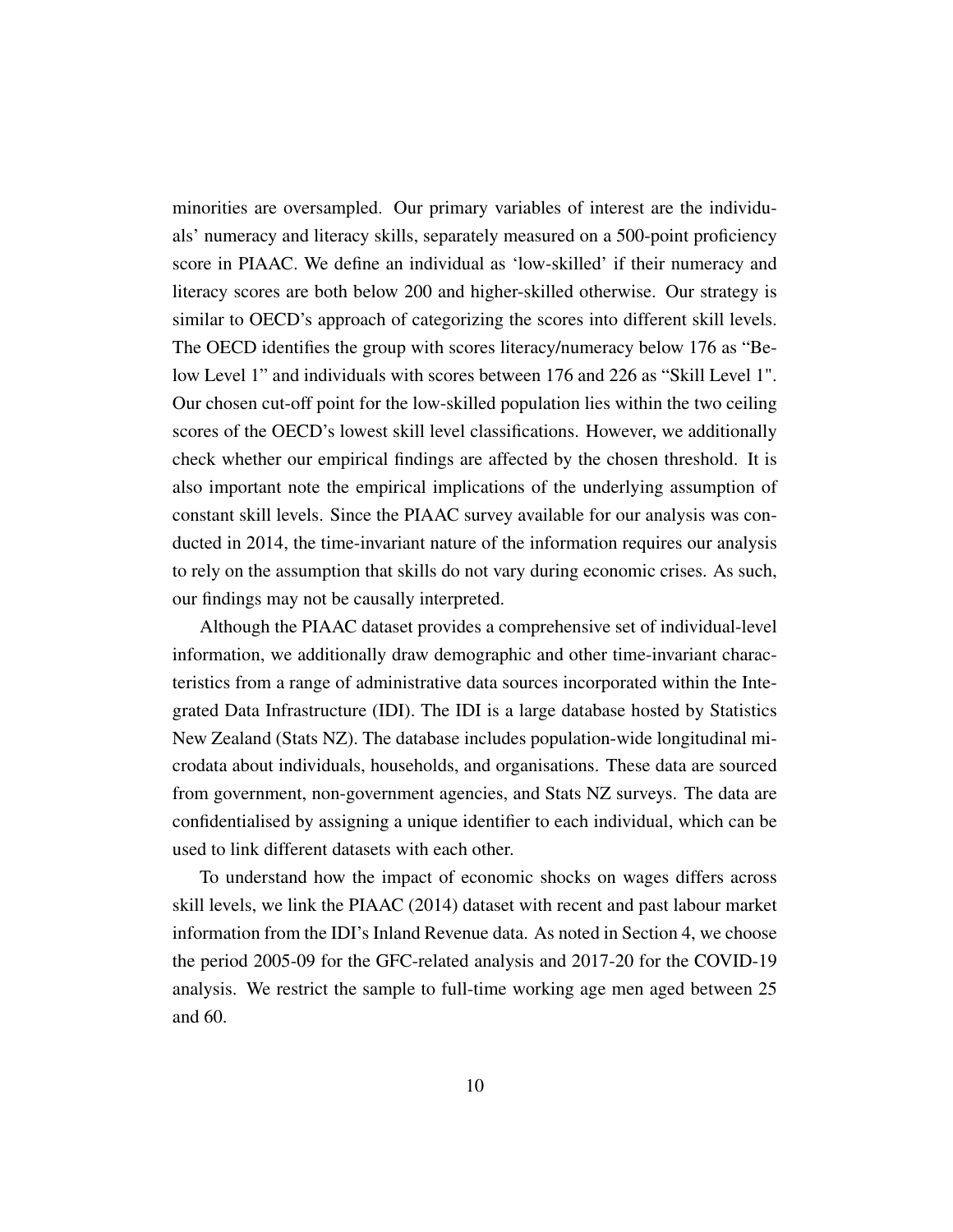minorities are oversampled. Our primary variables of interest are the individuals' numeracy and literacy skills, separately measured on a 500-point proficiency score in PIAAC. We define an individual as 'low-skilled' if their numeracy and literacy scores are both below 200 and higher-skilled otherwise. Our strategy is similar to OECD's approach of categorizing the scores into different skill levels. The OECD identifies the group with scores literacy/numeracy below 176 as "Below Level 1" and individuals with scores between 176 and 226 as "Skill Level 1". Our chosen cut-off point for the low-skilled population lies within the two ceiling scores of the OECD's lowest skill level classifications. However, we additionally check whether our empirical findings are affected by the chosen threshold. It is also important note the empirical implications of the underlying assumption of constant skill levels. Since the PIAAC survey available for our analysis was conducted in 2014, the time-invariant nature of the information requires our analysis to rely on the assumption that skills do not vary during economic crises. As such, our findings may not be causally interpreted.

Although the PIAAC dataset provides a comprehensive set of individual-level information, we additionally draw demographic and other time-invariant characteristics from a range of administrative data sources incorporated within the Integrated Data Infrastructure (IDI). The IDI is a large database hosted by Statistics New Zealand (Stats NZ). The database includes population-wide longitudinal microdata about individuals, households, and organisations. These data are sourced from government, non-government agencies, and Stats NZ surveys. The data are confidentialised by assigning a unique identifier to each individual, which can be used to link different datasets with each other.

To understand how the impact of economic shocks on wages differs across skill levels, we link the PIAAC (2014) dataset with recent and past labour market information from the IDI's Inland Revenue data. As noted in Section 4, we choose the period 2005-09 for the GFC-related analysis and 2017-20 for the COVID-19 analysis. We restrict the sample to full-time working age men aged between 25 and 60.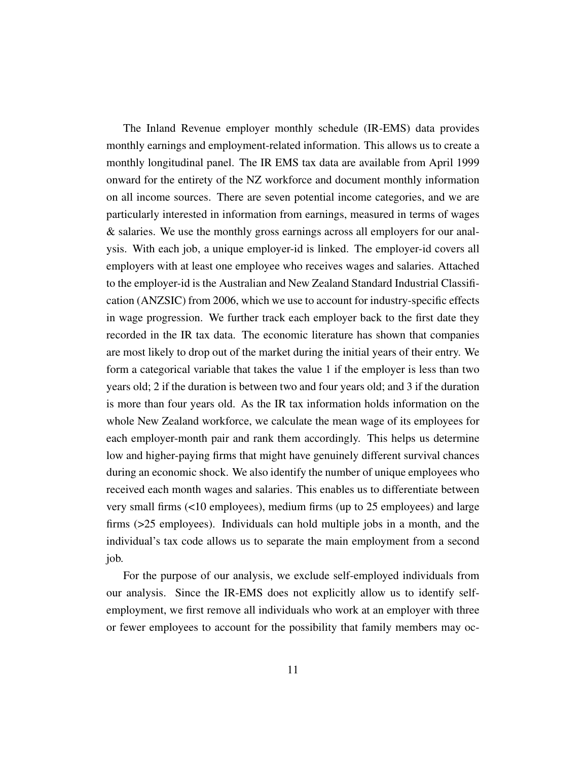The Inland Revenue employer monthly schedule (IR-EMS) data provides monthly earnings and employment-related information. This allows us to create a monthly longitudinal panel. The IR EMS tax data are available from April 1999 onward for the entirety of the NZ workforce and document monthly information on all income sources. There are seven potential income categories, and we are particularly interested in information from earnings, measured in terms of wages & salaries. We use the monthly gross earnings across all employers for our analysis. With each job, a unique employer-id is linked. The employer-id covers all employers with at least one employee who receives wages and salaries. Attached to the employer-id is the Australian and New Zealand Standard Industrial Classification (ANZSIC) from 2006, which we use to account for industry-specific effects in wage progression. We further track each employer back to the first date they recorded in the IR tax data. The economic literature has shown that companies are most likely to drop out of the market during the initial years of their entry. We form a categorical variable that takes the value 1 if the employer is less than two years old; 2 if the duration is between two and four years old; and 3 if the duration is more than four years old. As the IR tax information holds information on the whole New Zealand workforce, we calculate the mean wage of its employees for each employer-month pair and rank them accordingly. This helps us determine low and higher-paying firms that might have genuinely different survival chances during an economic shock. We also identify the number of unique employees who received each month wages and salaries. This enables us to differentiate between very small firms (<10 employees), medium firms (up to 25 employees) and large firms (>25 employees). Individuals can hold multiple jobs in a month, and the individual's tax code allows us to separate the main employment from a second job.

For the purpose of our analysis, we exclude self-employed individuals from our analysis. Since the IR-EMS does not explicitly allow us to identify self-employment, we first remove all individuals who work at an employer with three or fewer employees to account for the possibility that family members may oc-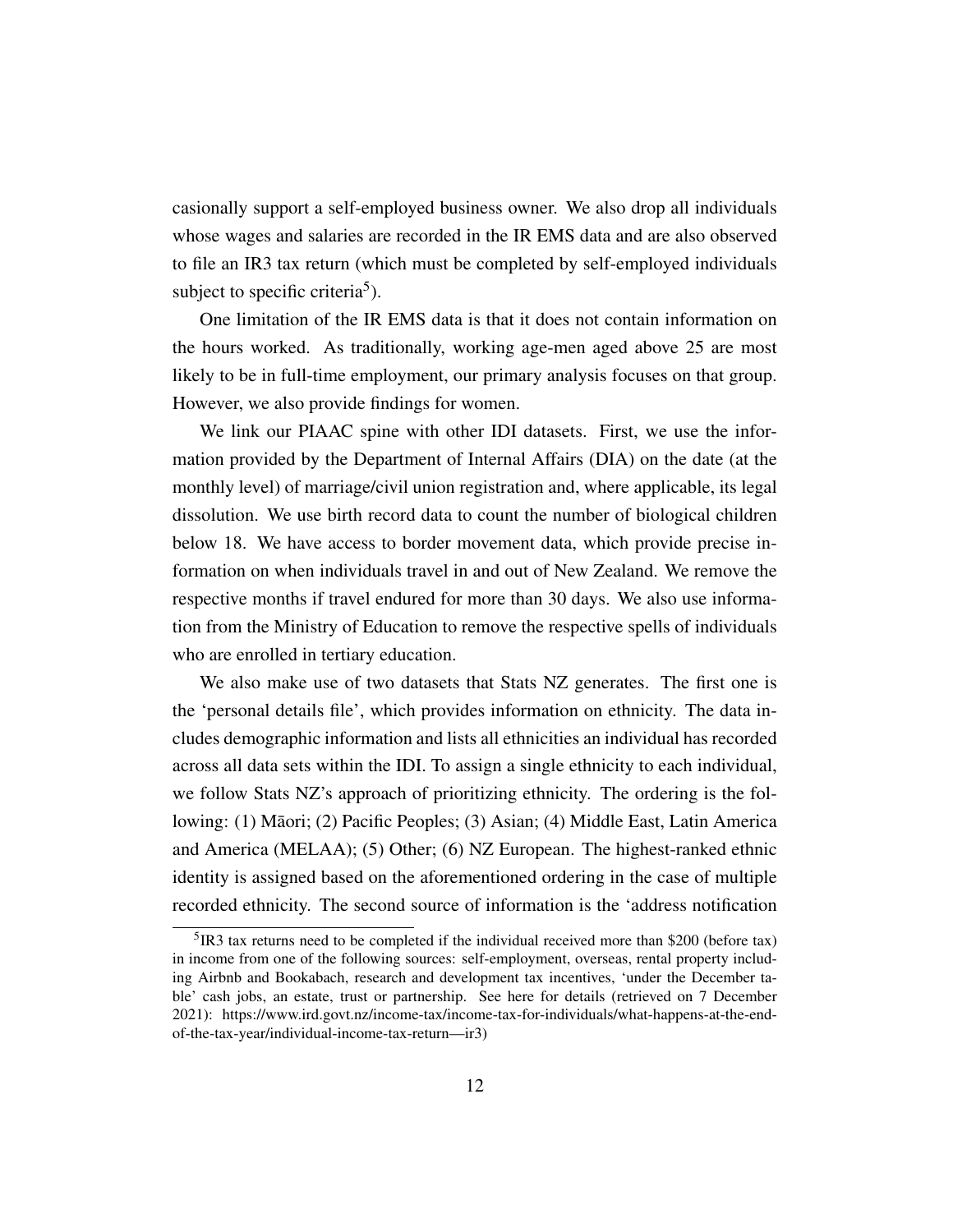casionally support a self-employed business owner. We also drop all individuals whose wages and salaries are recorded in the IR EMS data and are also observed to file an IR3 tax return (which must be completed by self-employed individuals subject to specific criteria[5]).

One limitation of the IR EMS data is that it does not contain information on the hours worked. As traditionally, working age-men aged above 25 are most likely to be in full-time employment, our primary analysis focuses on that group. However, we also provide findings for women.

We link our PIAAC spine with other IDI datasets. First, we use the information provided by the Department of Internal Affairs (DIA) on the date (at the monthly level) of marriage/civil union registration and, where applicable, its legal dissolution. We use birth record data to count the number of biological children below 18. We have access to border movement data, which provide precise information on when individuals travel in and out of New Zealand. We remove the respective months if travel endured for more than 30 days. We also use information from the Ministry of Education to remove the respective spells of individuals who are enrolled in tertiary education.

We also make use of two datasets that Stats NZ generates. The first one is the 'personal details file', which provides information on ethnicity. The data includes demographic information and lists all ethnicities an individual has recorded across all data sets within the IDI. To assign a single ethnicity to each individual, we follow Stats NZ's approach of prioritizing ethnicity. The ordering is the following: (1) Māori; (2) Pacific Peoples; (3) Asian; (4) Middle East, Latin America and America (MELAA); (5) Other; (6) NZ European. The highest-ranked ethnic identity is assigned based on the aforementioned ordering in the case of multiple recorded ethnicity. The second source of information is the 'address notification

[5]IR3 tax returns need to be completed if the individual received more than $200 (before tax) in income from one of the following sources: self-employment, overseas, rental property including Airbnb and Bookabach, research and development tax incentives, 'under the December table' cash jobs, an estate, trust or partnership. See here for details (retrieved on 7 December 2021): https://www.ird.govt.nz/income-tax/income-tax-for-individuals/what-happens-at-the-end-of-the-tax-year/individual-income-tax-return—ir3)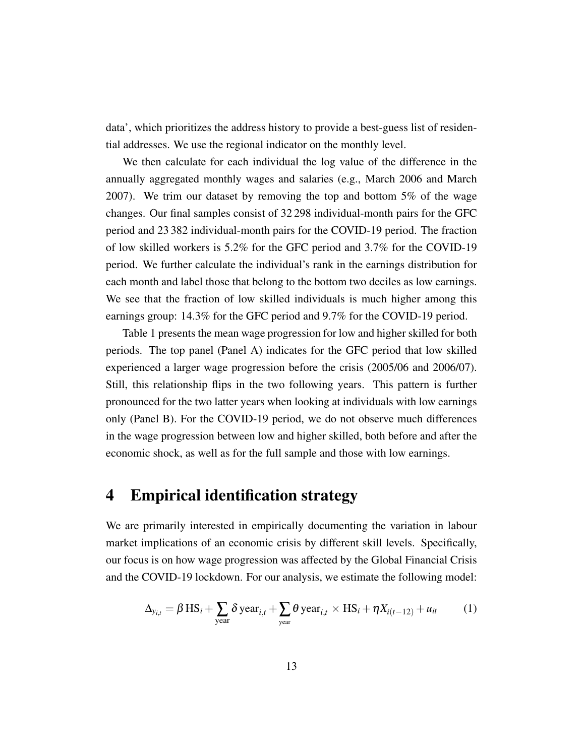data', which prioritizes the address history to provide a best-guess list of residential addresses. We use the regional indicator on the monthly level.

We then calculate for each individual the log value of the difference in the annually aggregated monthly wages and salaries (e.g., March 2006 and March 2007). We trim our dataset by removing the top and bottom 5% of the wage changes. Our final samples consist of 32 298 individual-month pairs for the GFC period and 23 382 individual-month pairs for the COVID-19 period. The fraction of low skilled workers is 5.2% for the GFC period and 3.7% for the COVID-19 period. We further calculate the individual's rank in the earnings distribution for each month and label those that belong to the bottom two deciles as low earnings. We see that the fraction of low skilled individuals is much higher among this earnings group: 14.3% for the GFC period and 9.7% for the COVID-19 period.

Table 1 presents the mean wage progression for low and higher skilled for both periods. The top panel (Panel A) indicates for the GFC period that low skilled experienced a larger wage progression before the crisis (2005/06 and 2006/07). Still, this relationship flips in the two following years. This pattern is further pronounced for the two latter years when looking at individuals with low earnings only (Panel B). For the COVID-19 period, we do not observe much differences in the wage progression between low and higher skilled, both before and after the economic shock, as well as for the full sample and those with low earnings.

# 4 Empirical identification strategy

We are primarily interested in empirically documenting the variation in labour market implications of an economic crisis by different skill levels. Specifically, our focus is on how wage progression was affected by the Global Financial Crisis and the COVID-19 lockdown. For our analysis, we estimate the following model:

$$\Delta_{y_{i,t}} = \beta \, \mathrm{HS}_i + \sum_{\text{year}} \delta \, \text{year}_{i,t} + \sum_{\text{year}} \theta \, \text{year}_{i,t} \times \mathrm{HS}_i + \eta X_{i(t-12)} + u_{it} \tag{1}$$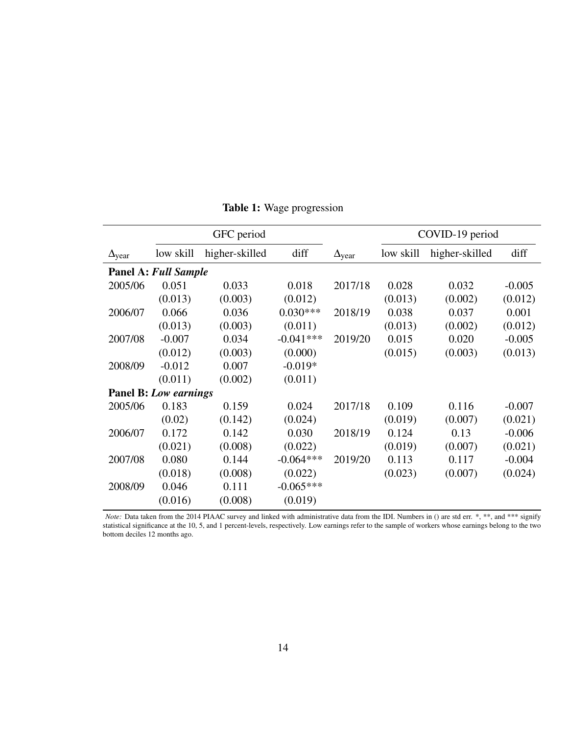**Table 1:** Wage progression

| | GFC period | | | | COVID-19 period | | |
|---|---|---|---|---|---|---|---|
| $\Delta_{\text{year}}$ | low skill | higher-skilled | diff | $\Delta_{\text{year}}$ | low skill | higher-skilled | diff |
| **Panel A: *Full Sample*** | | | | | | | |
| 2005/06 | 0.051 | 0.033 | 0.018 | 2017/18 | 0.028 | 0.032 | -0.005 |
| | (0.013) | (0.003) | (0.012) | | (0.013) | (0.002) | (0.012) |
| 2006/07 | 0.066 | 0.036 | 0.030*** | 2018/19 | 0.038 | 0.037 | 0.001 |
| | (0.013) | (0.003) | (0.011) | | (0.013) | (0.002) | (0.012) |
| 2007/08 | -0.007 | 0.034 | -0.041*** | 2019/20 | 0.015 | 0.020 | -0.005 |
| | (0.012) | (0.003) | (0.000) | | (0.015) | (0.003) | (0.013) |
| 2008/09 | -0.012 | 0.007 | -0.019* | | | | |
| | (0.011) | (0.002) | (0.011) | | | | |
| **Panel B: *Low earnings*** | | | | | | | |
| 2005/06 | 0.183 | 0.159 | 0.024 | 2017/18 | 0.109 | 0.116 | -0.007 |
| | (0.02) | (0.142) | (0.024) | | (0.019) | (0.007) | (0.021) |
| 2006/07 | 0.172 | 0.142 | 0.030 | 2018/19 | 0.124 | 0.13 | -0.006 |
| | (0.021) | (0.008) | (0.022) | | (0.019) | (0.007) | (0.021) |
| 2007/08 | 0.080 | 0.144 | -0.064*** | 2019/20 | 0.113 | 0.117 | -0.004 |
| | (0.018) | (0.008) | (0.022) | | (0.023) | (0.007) | (0.024) |
| 2008/09 | 0.046 | 0.111 | -0.065*** | | | | |
| | (0.016) | (0.008) | (0.019) | | | | |

*Note:* Data taken from the 2014 PIAAC survey and linked with administrative data from the IDI. Numbers in () are std err. *, **, and *** signify statistical significance at the 10, 5, and 1 percent-levels, respectively. Low earnings refer to the sample of workers whose earnings belong to the two bottom deciles 12 months ago.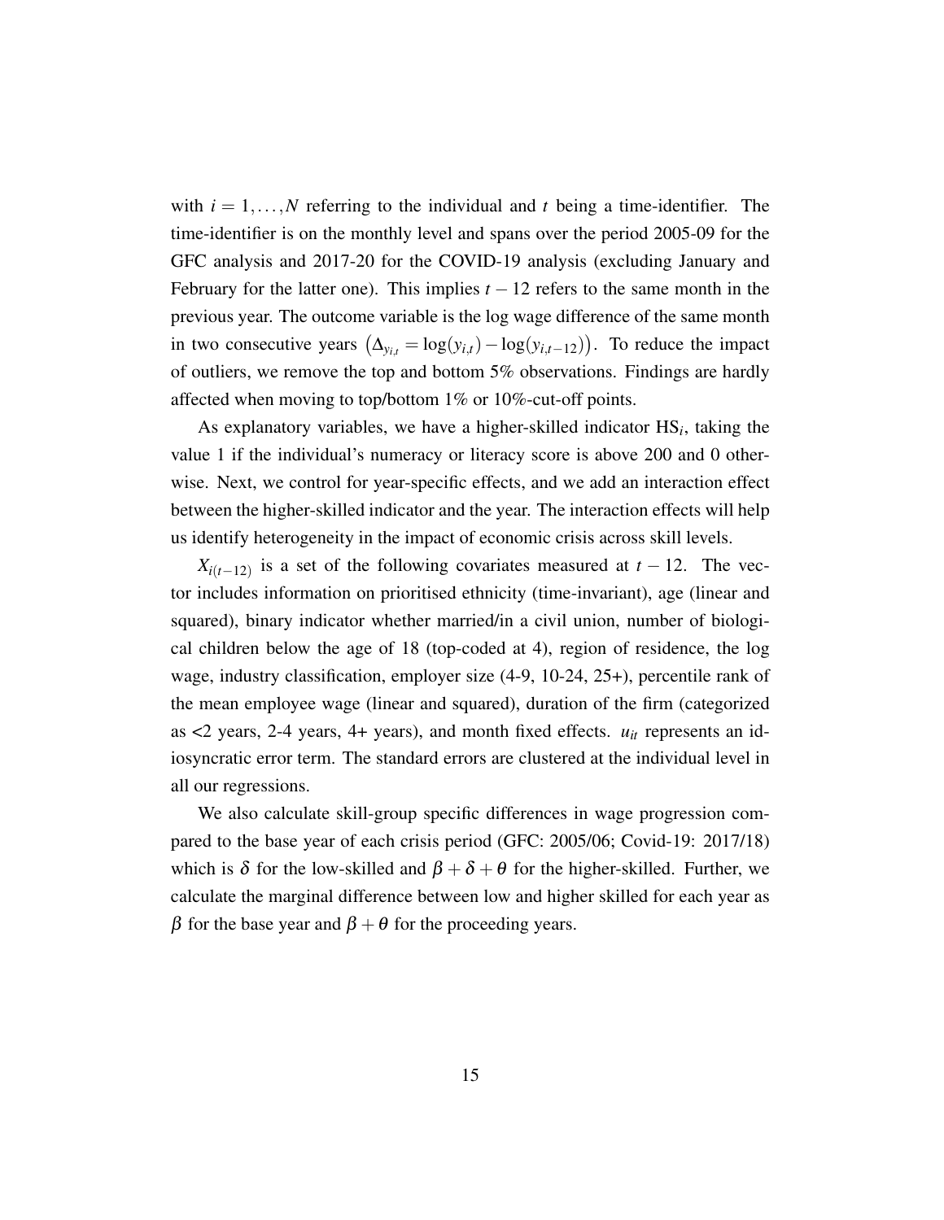with $i = 1, \ldots, N$ referring to the individual and $t$ being a time-identifier. The time-identifier is on the monthly level and spans over the period 2005-09 for the GFC analysis and 2017-20 for the COVID-19 analysis (excluding January and February for the latter one). This implies $t - 12$ refers to the same month in the previous year. The outcome variable is the log wage difference of the same month in two consecutive years $\left(\Delta_{y_{i,t}} = \log(y_{i,t}) - \log(y_{i,t-12})\right)$. To reduce the impact of outliers, we remove the top and bottom 5% observations. Findings are hardly affected when moving to top/bottom 1% or 10%-cut-off points.

As explanatory variables, we have a higher-skilled indicator $\text{HS}_i$, taking the value 1 if the individual's numeracy or literacy score is above 200 and 0 otherwise. Next, we control for year-specific effects, and we add an interaction effect between the higher-skilled indicator and the year. The interaction effects will help us identify heterogeneity in the impact of economic crisis across skill levels.

$X_{i(t-12)}$ is a set of the following covariates measured at $t - 12$. The vector includes information on prioritised ethnicity (time-invariant), age (linear and squared), binary indicator whether married/in a civil union, number of biological children below the age of 18 (top-coded at 4), region of residence, the log wage, industry classification, employer size (4-9, 10-24, 25+), percentile rank of the mean employee wage (linear and squared), duration of the firm (categorized as <2 years, 2-4 years, 4+ years), and month fixed effects. $u_{it}$ represents an idiosyncratic error term. The standard errors are clustered at the individual level in all our regressions.

We also calculate skill-group specific differences in wage progression compared to the base year of each crisis period (GFC: 2005/06; Covid-19: 2017/18) which is $\delta$ for the low-skilled and $\beta + \delta + \theta$ for the higher-skilled. Further, we calculate the marginal difference between low and higher skilled for each year as $\beta$ for the base year and $\beta + \theta$ for the proceeding years.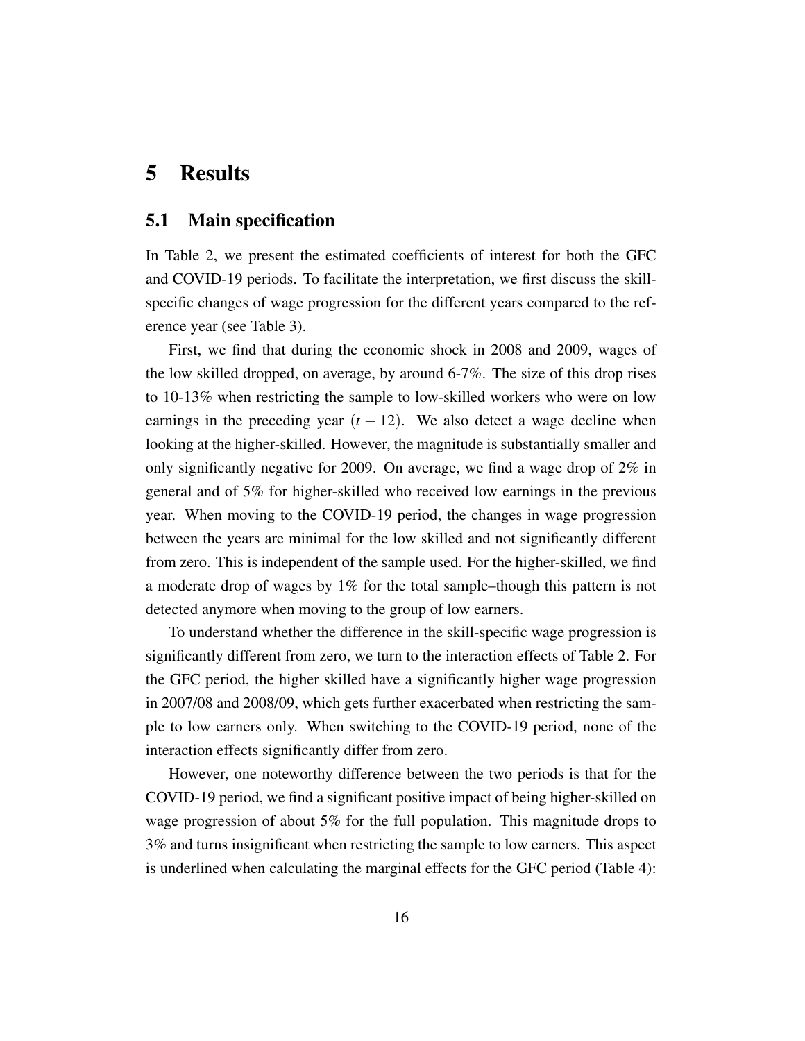# 5 Results

## 5.1 Main specification

In Table 2, we present the estimated coefficients of interest for both the GFC and COVID-19 periods. To facilitate the interpretation, we first discuss the skill-specific changes of wage progression for the different years compared to the reference year (see Table 3).

First, we find that during the economic shock in 2008 and 2009, wages of the low skilled dropped, on average, by around 6-7%. The size of this drop rises to 10-13% when restricting the sample to low-skilled workers who were on low earnings in the preceding year ($t - 12$). We also detect a wage decline when looking at the higher-skilled. However, the magnitude is substantially smaller and only significantly negative for 2009. On average, we find a wage drop of 2% in general and of 5% for higher-skilled who received low earnings in the previous year. When moving to the COVID-19 period, the changes in wage progression between the years are minimal for the low skilled and not significantly different from zero. This is independent of the sample used. For the higher-skilled, we find a moderate drop of wages by 1% for the total sample–though this pattern is not detected anymore when moving to the group of low earners.

To understand whether the difference in the skill-specific wage progression is significantly different from zero, we turn to the interaction effects of Table 2. For the GFC period, the higher skilled have a significantly higher wage progression in 2007/08 and 2008/09, which gets further exacerbated when restricting the sample to low earners only. When switching to the COVID-19 period, none of the interaction effects significantly differ from zero.

However, one noteworthy difference between the two periods is that for the COVID-19 period, we find a significant positive impact of being higher-skilled on wage progression of about 5% for the full population. This magnitude drops to 3% and turns insignificant when restricting the sample to low earners. This aspect is underlined when calculating the marginal effects for the GFC period (Table 4):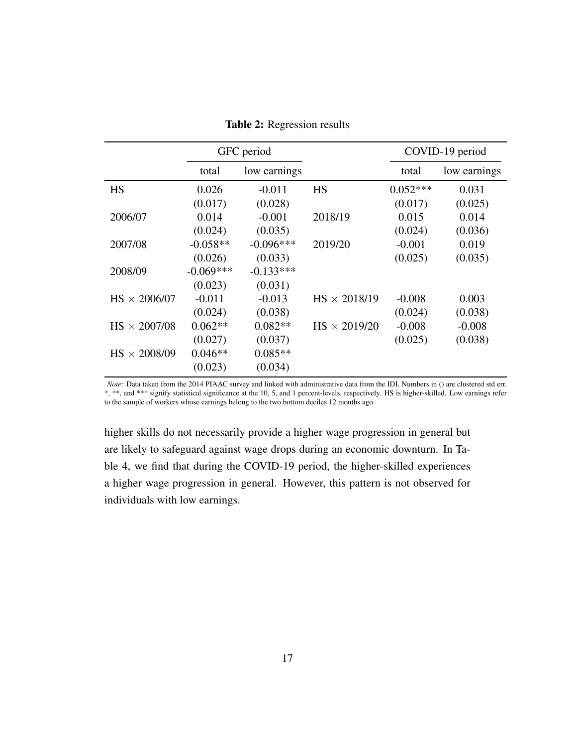**Table 2:** Regression results

| | GFC period | | | COVID-19 period | |
|---|---|---|---|---|---|
| | total | low earnings | | total | low earnings |
| HS | 0.026 | -0.011 | HS | 0.052*** | 0.031 |
| | (0.017) | (0.028) | | (0.017) | (0.025) |
| 2006/07 | 0.014 | -0.001 | 2018/19 | 0.015 | 0.014 |
| | (0.024) | (0.035) | | (0.024) | (0.036) |
| 2007/08 | -0.058** | -0.096*** | 2019/20 | -0.001 | 0.019 |
| | (0.026) | (0.033) | | (0.025) | (0.035) |
| 2008/09 | -0.069*** | -0.133*** | | | |
| | (0.023) | (0.031) | | | |
| HS × 2006/07 | -0.011 | -0.013 | HS × 2018/19 | -0.008 | 0.003 |
| | (0.024) | (0.038) | | (0.024) | (0.038) |
| HS × 2007/08 | 0.062** | 0.082** | HS × 2019/20 | -0.008 | -0.008 |
| | (0.027) | (0.037) | | (0.025) | (0.038) |
| HS × 2008/09 | 0.046** | 0.085** | | | |
| | (0.023) | (0.034) | | | |

*Note:* Data taken from the 2014 PIAAC survey and linked with administrative data from the IDI. Numbers in () are clustered std err. *, **, and *** signify statistical significance at the 10, 5, and 1 percent-levels, respectively. HS is higher-skilled. Low earnings refer to the sample of workers whose earnings belong to the two bottom deciles 12 months ago.

higher skills do not necessarily provide a higher wage progression in general but are likely to safeguard against wage drops during an economic downturn. In Table 4, we find that during the COVID-19 period, the higher-skilled experiences a higher wage progression in general. However, this pattern is not observed for individuals with low earnings.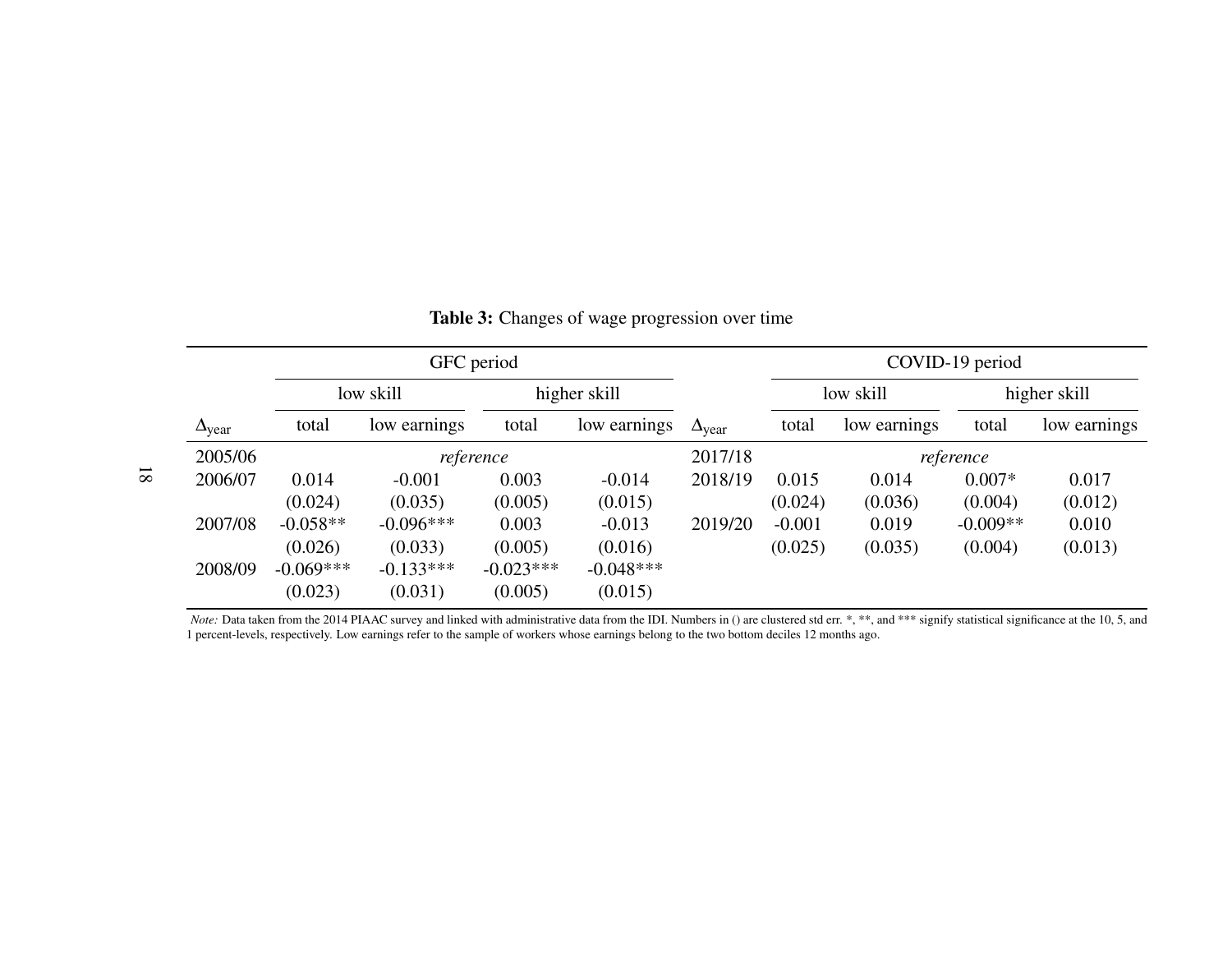**Table 3:** Changes of wage progression over time

| | GFC period | | | | | COVID-19 period | | | |
|---|---|---|---|---|---|---|---|---|---|
| | low skill | | higher skill | | | low skill | | higher skill | |
| $\Delta_{\text{year}}$ | total | low earnings | total | low earnings | $\Delta_{\text{year}}$ | total | low earnings | total | low earnings |
| 2005/06 | *reference* | | | | 2017/18 | *reference* | | | |
| 2006/07 | 0.014 | -0.001 | 0.003 | -0.014 | 2018/19 | 0.015 | 0.014 | 0.007* | 0.017 |
| | (0.024) | (0.035) | (0.005) | (0.015) | | (0.024) | (0.036) | (0.004) | (0.012) |
| 2007/08 | -0.058** | -0.096*** | 0.003 | -0.013 | 2019/20 | -0.001 | 0.019 | -0.009** | 0.010 |
| | (0.026) | (0.033) | (0.005) | (0.016) | | (0.025) | (0.035) | (0.004) | (0.013) |
| 2008/09 | -0.069*** | -0.133*** | -0.023*** | -0.048*** | | | | | |
| | (0.023) | (0.031) | (0.005) | (0.015) | | | | | |

*Note:* Data taken from the 2014 PIAAC survey and linked with administrative data from the IDI. Numbers in () are clustered std err. *, **, and *** signify statistical significance at the 10, 5, and 1 percent-levels, respectively. Low earnings refer to the sample of workers whose earnings belong to the two bottom deciles 12 months ago.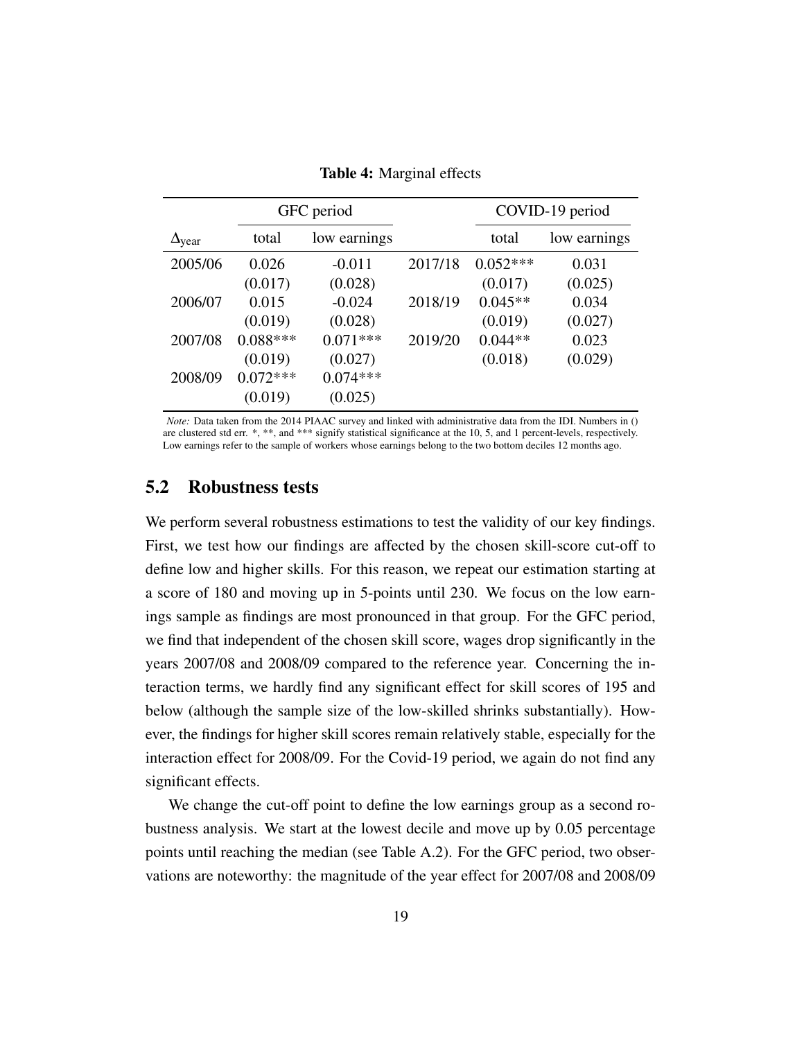**Table 4:** Marginal effects

| | GFC period | | | COVID-19 period | |
|---|---|---|---|---|---|
| $\Delta_{\text{year}}$ | total | low earnings | | total | low earnings |
| 2005/06 | 0.026 | -0.011 | 2017/18 | 0.052*** | 0.031 |
| | (0.017) | (0.028) | | (0.017) | (0.025) |
| 2006/07 | 0.015 | -0.024 | 2018/19 | 0.045** | 0.034 |
| | (0.019) | (0.028) | | (0.019) | (0.027) |
| 2007/08 | 0.088*** | 0.071*** | 2019/20 | 0.044** | 0.023 |
| | (0.019) | (0.027) | | (0.018) | (0.029) |
| 2008/09 | 0.072*** | 0.074*** | | | |
| | (0.019) | (0.025) | | | |

*Note:* Data taken from the 2014 PIAAC survey and linked with administrative data from the IDI. Numbers in () are clustered std err. *, **, and *** signify statistical significance at the 10, 5, and 1 percent-levels, respectively. Low earnings refer to the sample of workers whose earnings belong to the two bottom deciles 12 months ago.

## 5.2 Robustness tests

We perform several robustness estimations to test the validity of our key findings. First, we test how our findings are affected by the chosen skill-score cut-off to define low and higher skills. For this reason, we repeat our estimation starting at a score of 180 and moving up in 5-points until 230. We focus on the low earnings sample as findings are most pronounced in that group. For the GFC period, we find that independent of the chosen skill score, wages drop significantly in the years 2007/08 and 2008/09 compared to the reference year. Concerning the interaction terms, we hardly find any significant effect for skill scores of 195 and below (although the sample size of the low-skilled shrinks substantially). However, the findings for higher skill scores remain relatively stable, especially for the interaction effect for 2008/09. For the Covid-19 period, we again do not find any significant effects.

We change the cut-off point to define the low earnings group as a second robustness analysis. We start at the lowest decile and move up by 0.05 percentage points until reaching the median (see Table A.2). For the GFC period, two observations are noteworthy: the magnitude of the year effect for 2007/08 and 2008/09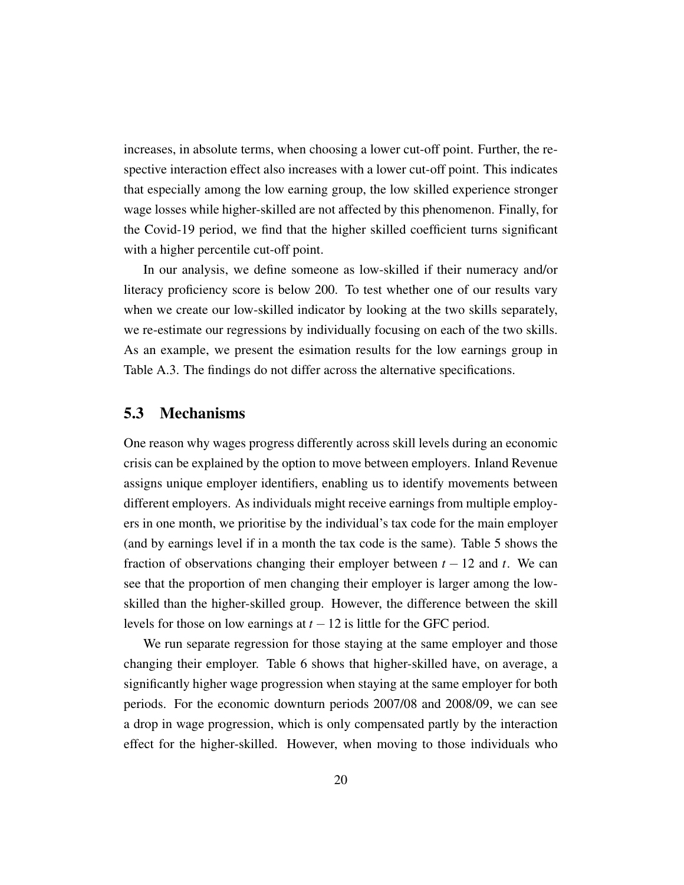increases, in absolute terms, when choosing a lower cut-off point. Further, the respective interaction effect also increases with a lower cut-off point. This indicates that especially among the low earning group, the low skilled experience stronger wage losses while higher-skilled are not affected by this phenomenon. Finally, for the Covid-19 period, we find that the higher skilled coefficient turns significant with a higher percentile cut-off point.

In our analysis, we define someone as low-skilled if their numeracy and/or literacy proficiency score is below 200. To test whether one of our results vary when we create our low-skilled indicator by looking at the two skills separately, we re-estimate our regressions by individually focusing on each of the two skills. As an example, we present the esimation results for the low earnings group in Table A.3. The findings do not differ across the alternative specifications.

## 5.3 Mechanisms

One reason why wages progress differently across skill levels during an economic crisis can be explained by the option to move between employers. Inland Revenue assigns unique employer identifiers, enabling us to identify movements between different employers. As individuals might receive earnings from multiple employers in one month, we prioritise by the individual's tax code for the main employer (and by earnings level if in a month the tax code is the same). Table 5 shows the fraction of observations changing their employer between $t-12$ and $t$. We can see that the proportion of men changing their employer is larger among the low-skilled than the higher-skilled group. However, the difference between the skill levels for those on low earnings at $t-12$ is little for the GFC period.

We run separate regression for those staying at the same employer and those changing their employer. Table 6 shows that higher-skilled have, on average, a significantly higher wage progression when staying at the same employer for both periods. For the economic downturn periods 2007/08 and 2008/09, we can see a drop in wage progression, which is only compensated partly by the interaction effect for the higher-skilled. However, when moving to those individuals who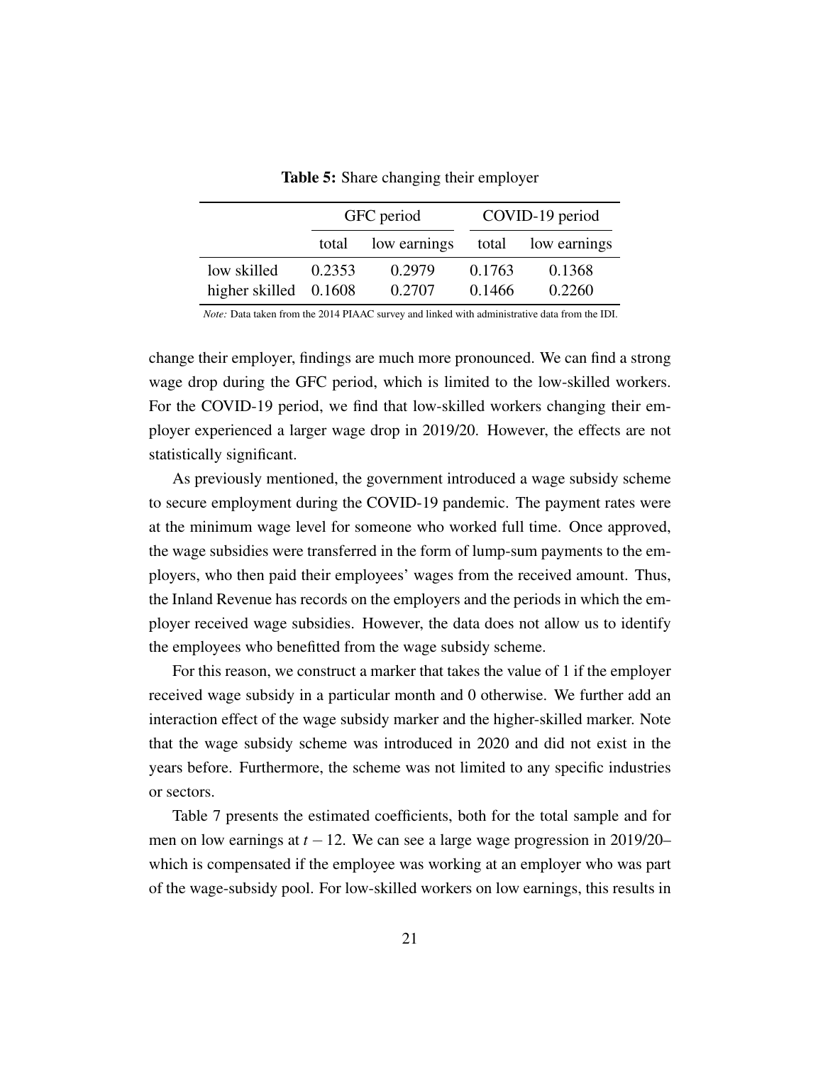**Table 5:** Share changing their employer

| | GFC period | | COVID-19 period | |
|---|---|---|---|---|
| | total | low earnings | total | low earnings |
| low skilled | 0.2353 | 0.2979 | 0.1763 | 0.1368 |
| higher skilled | 0.1608 | 0.2707 | 0.1466 | 0.2260 |

*Note:* Data taken from the 2014 PIAAC survey and linked with administrative data from the IDI.

change their employer, findings are much more pronounced. We can find a strong wage drop during the GFC period, which is limited to the low-skilled workers. For the COVID-19 period, we find that low-skilled workers changing their employer experienced a larger wage drop in 2019/20. However, the effects are not statistically significant.

As previously mentioned, the government introduced a wage subsidy scheme to secure employment during the COVID-19 pandemic. The payment rates were at the minimum wage level for someone who worked full time. Once approved, the wage subsidies were transferred in the form of lump-sum payments to the employers, who then paid their employees' wages from the received amount. Thus, the Inland Revenue has records on the employers and the periods in which the employer received wage subsidies. However, the data does not allow us to identify the employees who benefitted from the wage subsidy scheme.

For this reason, we construct a marker that takes the value of 1 if the employer received wage subsidy in a particular month and 0 otherwise. We further add an interaction effect of the wage subsidy marker and the higher-skilled marker. Note that the wage subsidy scheme was introduced in 2020 and did not exist in the years before. Furthermore, the scheme was not limited to any specific industries or sectors.

Table 7 presents the estimated coefficients, both for the total sample and for men on low earnings at $t-12$. We can see a large wage progression in 2019/20– which is compensated if the employee was working at an employer who was part of the wage-subsidy pool. For low-skilled workers on low earnings, this results in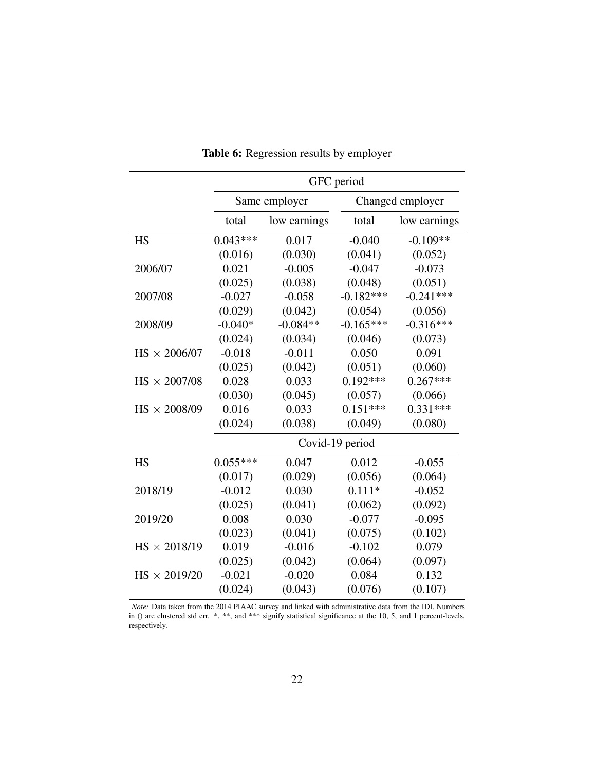**Table 6:** Regression results by employer

| | GFC period | | | |
|---|---|---|---|---|
| | Same employer | | Changed employer | |
| | total | low earnings | total | low earnings |
| HS | 0.043*** | 0.017 | -0.040 | -0.109** |
| | (0.016) | (0.030) | (0.041) | (0.052) |
| 2006/07 | 0.021 | -0.005 | -0.047 | -0.073 |
| | (0.025) | (0.038) | (0.048) | (0.051) |
| 2007/08 | -0.027 | -0.058 | -0.182*** | -0.241*** |
| | (0.029) | (0.042) | (0.054) | (0.056) |
| 2008/09 | -0.040* | -0.084** | -0.165*** | -0.316*** |
| | (0.024) | (0.034) | (0.046) | (0.073) |
| HS × 2006/07 | -0.018 | -0.011 | 0.050 | 0.091 |
| | (0.025) | (0.042) | (0.051) | (0.060) |
| HS × 2007/08 | 0.028 | 0.033 | 0.192*** | 0.267*** |
| | (0.030) | (0.045) | (0.057) | (0.066) |
| HS × 2008/09 | 0.016 | 0.033 | 0.151*** | 0.331*** |
| | (0.024) | (0.038) | (0.049) | (0.080) |
| | Covid-19 period | | | |
| HS | 0.055*** | 0.047 | 0.012 | -0.055 |
| | (0.017) | (0.029) | (0.056) | (0.064) |
| 2018/19 | -0.012 | 0.030 | 0.111* | -0.052 |
| | (0.025) | (0.041) | (0.062) | (0.092) |
| 2019/20 | 0.008 | 0.030 | -0.077 | -0.095 |
| | (0.023) | (0.041) | (0.075) | (0.102) |
| HS × 2018/19 | 0.019 | -0.016 | -0.102 | 0.079 |
| | (0.025) | (0.042) | (0.064) | (0.097) |
| HS × 2019/20 | -0.021 | -0.020 | 0.084 | 0.132 |
| | (0.024) | (0.043) | (0.076) | (0.107) |

*Note:* Data taken from the 2014 PIAAC survey and linked with administrative data from the IDI. Numbers in () are clustered std err. *, **, and *** signify statistical significance at the 10, 5, and 1 percent-levels, respectively.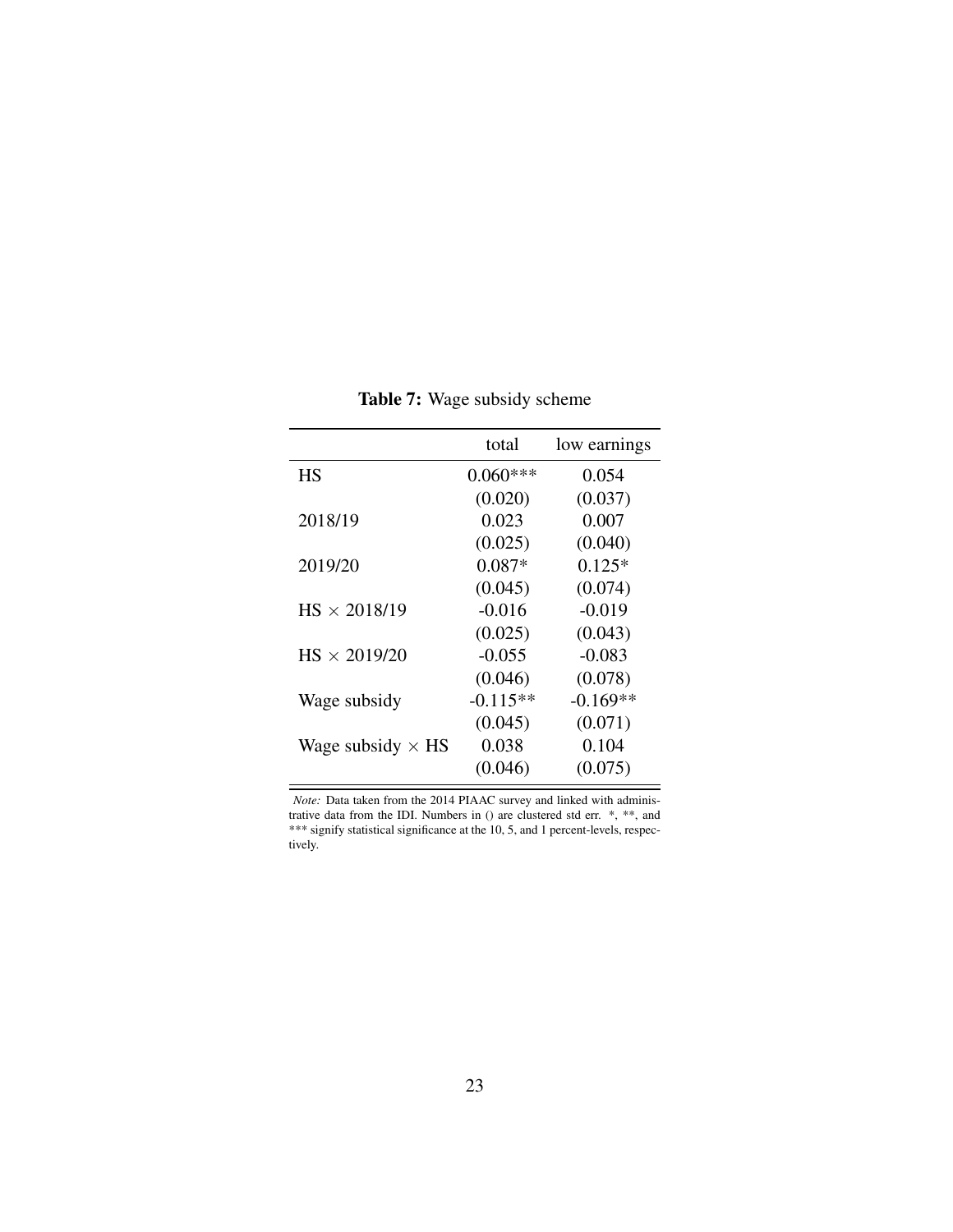**Table 7:** Wage subsidy scheme

| | total | low earnings |
|---|---|---|
| HS | 0.060*** | 0.054 |
| | (0.020) | (0.037) |
| 2018/19 | 0.023 | 0.007 |
| | (0.025) | (0.040) |
| 2019/20 | 0.087* | 0.125* |
| | (0.045) | (0.074) |
| HS $\times$ 2018/19 | -0.016 | -0.019 |
| | (0.025) | (0.043) |
| HS $\times$ 2019/20 | -0.055 | -0.083 |
| | (0.046) | (0.078) |
| Wage subsidy | -0.115** | -0.169** |
| | (0.045) | (0.071) |
| Wage subsidy $\times$ HS | 0.038 | 0.104 |
| | (0.046) | (0.075) |

*Note:* Data taken from the 2014 PIAAC survey and linked with administrative data from the IDI. Numbers in () are clustered std err. *, **, and *** signify statistical significance at the 10, 5, and 1 percent-levels, respectively.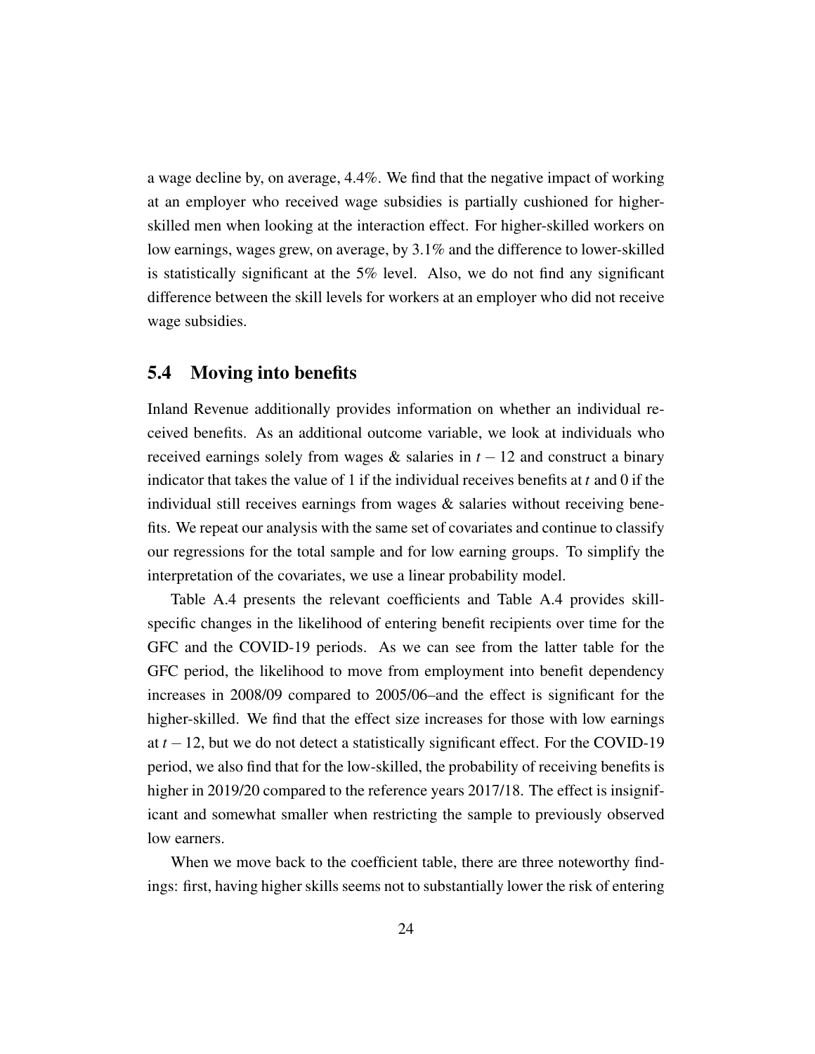a wage decline by, on average, 4.4%. We find that the negative impact of working at an employer who received wage subsidies is partially cushioned for higher-skilled men when looking at the interaction effect. For higher-skilled workers on low earnings, wages grew, on average, by 3.1% and the difference to lower-skilled is statistically significant at the 5% level. Also, we do not find any significant difference between the skill levels for workers at an employer who did not receive wage subsidies.

## 5.4 Moving into benefits

Inland Revenue additionally provides information on whether an individual received benefits. As an additional outcome variable, we look at individuals who received earnings solely from wages & salaries in $t-12$ and construct a binary indicator that takes the value of 1 if the individual receives benefits at $t$ and 0 if the individual still receives earnings from wages & salaries without receiving benefits. We repeat our analysis with the same set of covariates and continue to classify our regressions for the total sample and for low earning groups. To simplify the interpretation of the covariates, we use a linear probability model.

Table A.4 presents the relevant coefficients and Table A.4 provides skill-specific changes in the likelihood of entering benefit recipients over time for the GFC and the COVID-19 periods. As we can see from the latter table for the GFC period, the likelihood to move from employment into benefit dependency increases in 2008/09 compared to 2005/06–and the effect is significant for the higher-skilled. We find that the effect size increases for those with low earnings at $t-12$, but we do not detect a statistically significant effect. For the COVID-19 period, we also find that for the low-skilled, the probability of receiving benefits is higher in 2019/20 compared to the reference years 2017/18. The effect is insignificant and somewhat smaller when restricting the sample to previously observed low earners.

When we move back to the coefficient table, there are three noteworthy findings: first, having higher skills seems not to substantially lower the risk of entering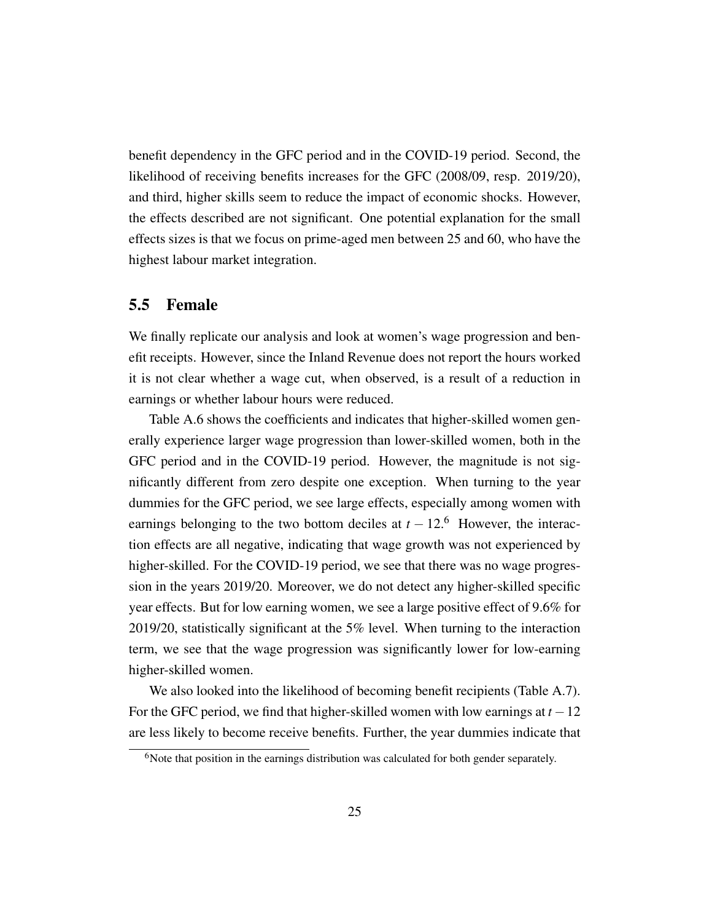benefit dependency in the GFC period and in the COVID-19 period. Second, the likelihood of receiving benefits increases for the GFC (2008/09, resp. 2019/20), and third, higher skills seem to reduce the impact of economic shocks. However, the effects described are not significant. One potential explanation for the small effects sizes is that we focus on prime-aged men between 25 and 60, who have the highest labour market integration.

## 5.5 Female

We finally replicate our analysis and look at women's wage progression and benefit receipts. However, since the Inland Revenue does not report the hours worked it is not clear whether a wage cut, when observed, is a result of a reduction in earnings or whether labour hours were reduced.

Table A.6 shows the coefficients and indicates that higher-skilled women generally experience larger wage progression than lower-skilled women, both in the GFC period and in the COVID-19 period. However, the magnitude is not significantly different from zero despite one exception. When turning to the year dummies for the GFC period, we see large effects, especially among women with earnings belonging to the two bottom deciles at $t-12$.[6] However, the interaction effects are all negative, indicating that wage growth was not experienced by higher-skilled. For the COVID-19 period, we see that there was no wage progression in the years 2019/20. Moreover, we do not detect any higher-skilled specific year effects. But for low earning women, we see a large positive effect of 9.6% for 2019/20, statistically significant at the 5% level. When turning to the interaction term, we see that the wage progression was significantly lower for low-earning higher-skilled women.

We also looked into the likelihood of becoming benefit recipients (Table A.7). For the GFC period, we find that higher-skilled women with low earnings at $t-12$ are less likely to become receive benefits. Further, the year dummies indicate that

[6] Note that position in the earnings distribution was calculated for both gender separately.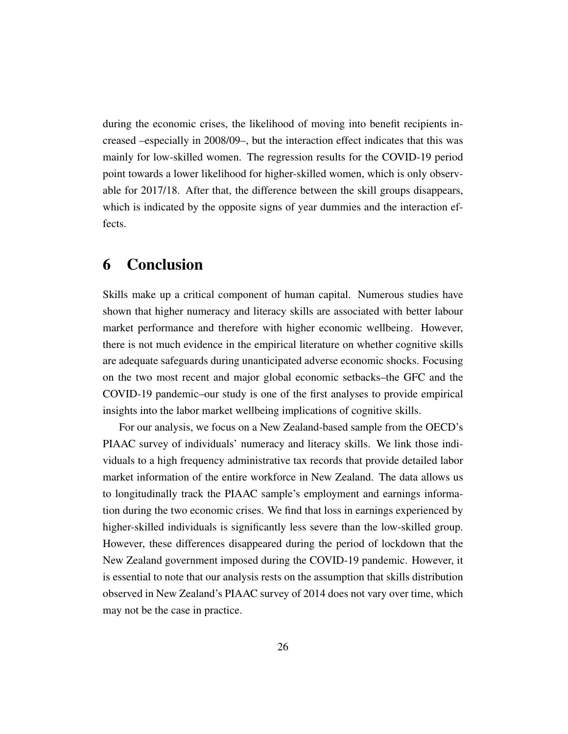during the economic crises, the likelihood of moving into benefit recipients increased –especially in 2008/09–, but the interaction effect indicates that this was mainly for low-skilled women. The regression results for the COVID-19 period point towards a lower likelihood for higher-skilled women, which is only observable for 2017/18. After that, the difference between the skill groups disappears, which is indicated by the opposite signs of year dummies and the interaction effects.

# 6 Conclusion

Skills make up a critical component of human capital. Numerous studies have shown that higher numeracy and literacy skills are associated with better labour market performance and therefore with higher economic wellbeing. However, there is not much evidence in the empirical literature on whether cognitive skills are adequate safeguards during unanticipated adverse economic shocks. Focusing on the two most recent and major global economic setbacks–the GFC and the COVID-19 pandemic–our study is one of the first analyses to provide empirical insights into the labor market wellbeing implications of cognitive skills.

For our analysis, we focus on a New Zealand-based sample from the OECD's PIAAC survey of individuals' numeracy and literacy skills. We link those individuals to a high frequency administrative tax records that provide detailed labor market information of the entire workforce in New Zealand. The data allows us to longitudinally track the PIAAC sample's employment and earnings information during the two economic crises. We find that loss in earnings experienced by higher-skilled individuals is significantly less severe than the low-skilled group. However, these differences disappeared during the period of lockdown that the New Zealand government imposed during the COVID-19 pandemic. However, it is essential to note that our analysis rests on the assumption that skills distribution observed in New Zealand's PIAAC survey of 2014 does not vary over time, which may not be the case in practice.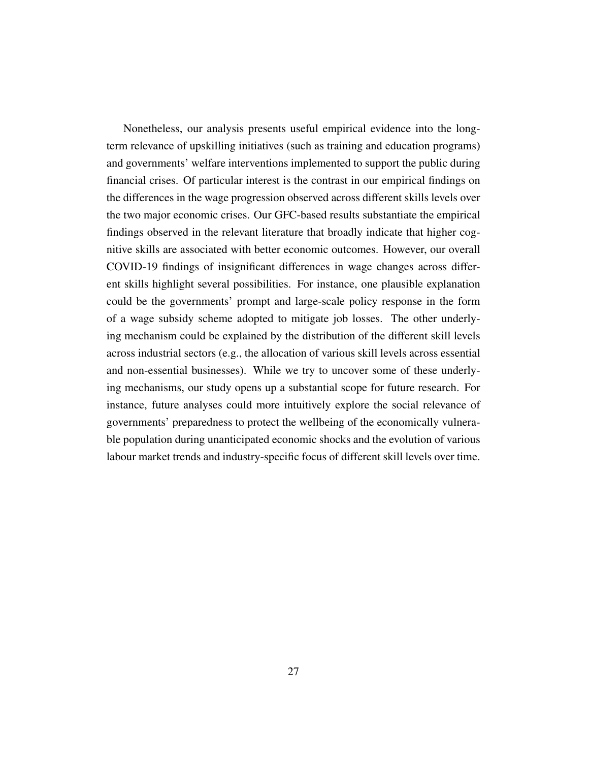Nonetheless, our analysis presents useful empirical evidence into the long-term relevance of upskilling initiatives (such as training and education programs) and governments' welfare interventions implemented to support the public during financial crises. Of particular interest is the contrast in our empirical findings on the differences in the wage progression observed across different skills levels over the two major economic crises. Our GFC-based results substantiate the empirical findings observed in the relevant literature that broadly indicate that higher cognitive skills are associated with better economic outcomes. However, our overall COVID-19 findings of insignificant differences in wage changes across different skills highlight several possibilities. For instance, one plausible explanation could be the governments' prompt and large-scale policy response in the form of a wage subsidy scheme adopted to mitigate job losses. The other underlying mechanism could be explained by the distribution of the different skill levels across industrial sectors (e.g., the allocation of various skill levels across essential and non-essential businesses). While we try to uncover some of these underlying mechanisms, our study opens up a substantial scope for future research. For instance, future analyses could more intuitively explore the social relevance of governments' preparedness to protect the wellbeing of the economically vulnerable population during unanticipated economic shocks and the evolution of various labour market trends and industry-specific focus of different skill levels over time.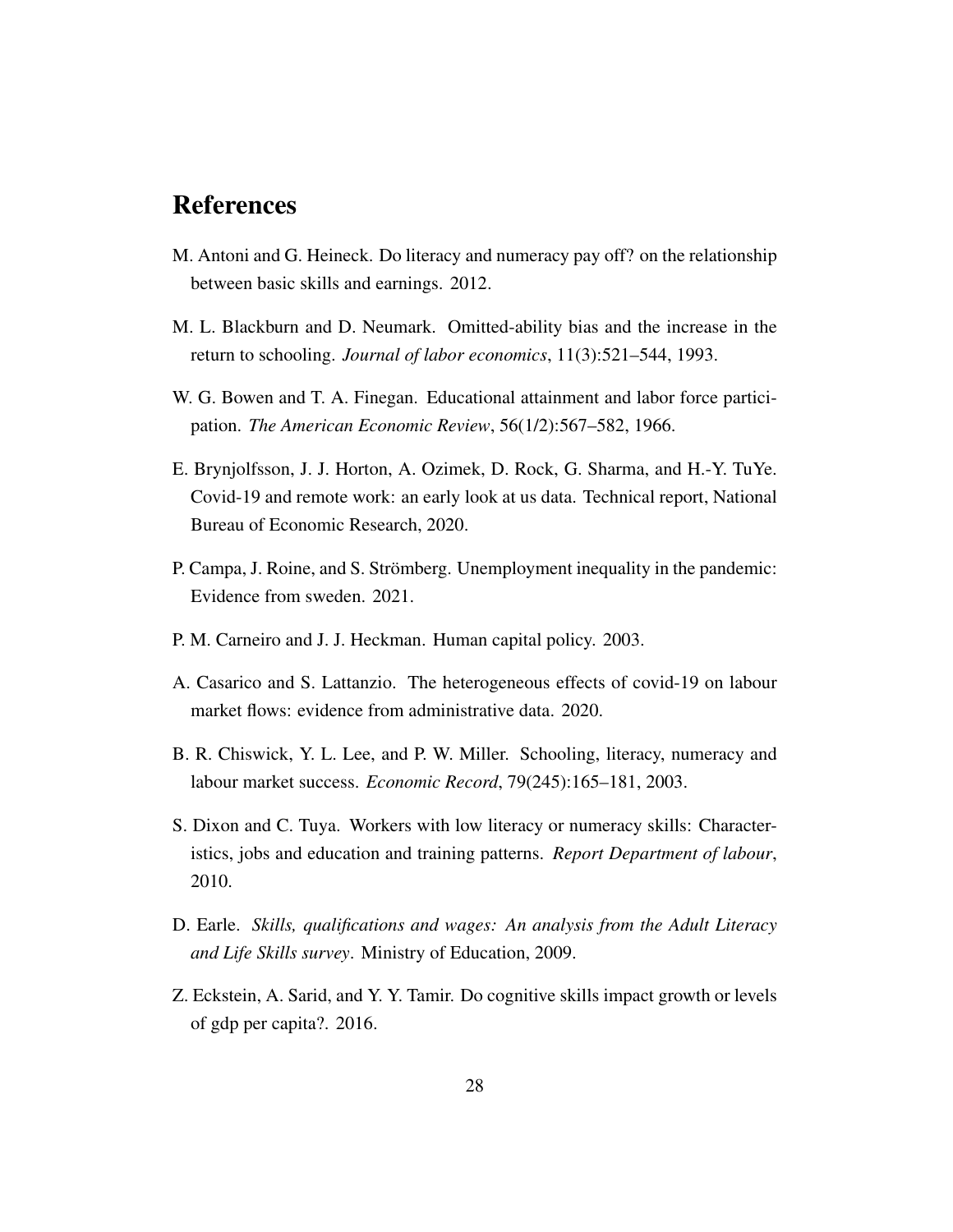# References

M. Antoni and G. Heineck. Do literacy and numeracy pay off? on the relationship between basic skills and earnings. 2012.

M. L. Blackburn and D. Neumark. Omitted-ability bias and the increase in the return to schooling. *Journal of labor economics*, 11(3):521–544, 1993.

W. G. Bowen and T. A. Finegan. Educational attainment and labor force participation. *The American Economic Review*, 56(1/2):567–582, 1966.

E. Brynjolfsson, J. J. Horton, A. Ozimek, D. Rock, G. Sharma, and H.-Y. TuYe. Covid-19 and remote work: an early look at us data. Technical report, National Bureau of Economic Research, 2020.

P. Campa, J. Roine, and S. Strömberg. Unemployment inequality in the pandemic: Evidence from sweden. 2021.

P. M. Carneiro and J. J. Heckman. Human capital policy. 2003.

A. Casarico and S. Lattanzio. The heterogeneous effects of covid-19 on labour market flows: evidence from administrative data. 2020.

B. R. Chiswick, Y. L. Lee, and P. W. Miller. Schooling, literacy, numeracy and labour market success. *Economic Record*, 79(245):165–181, 2003.

S. Dixon and C. Tuya. Workers with low literacy or numeracy skills: Characteristics, jobs and education and training patterns. *Report Department of labour*, 2010.

D. Earle. *Skills, qualifications and wages: An analysis from the Adult Literacy and Life Skills survey*. Ministry of Education, 2009.

Z. Eckstein, A. Sarid, and Y. Y. Tamir. Do cognitive skills impact growth or levels of gdp per capita?. 2016.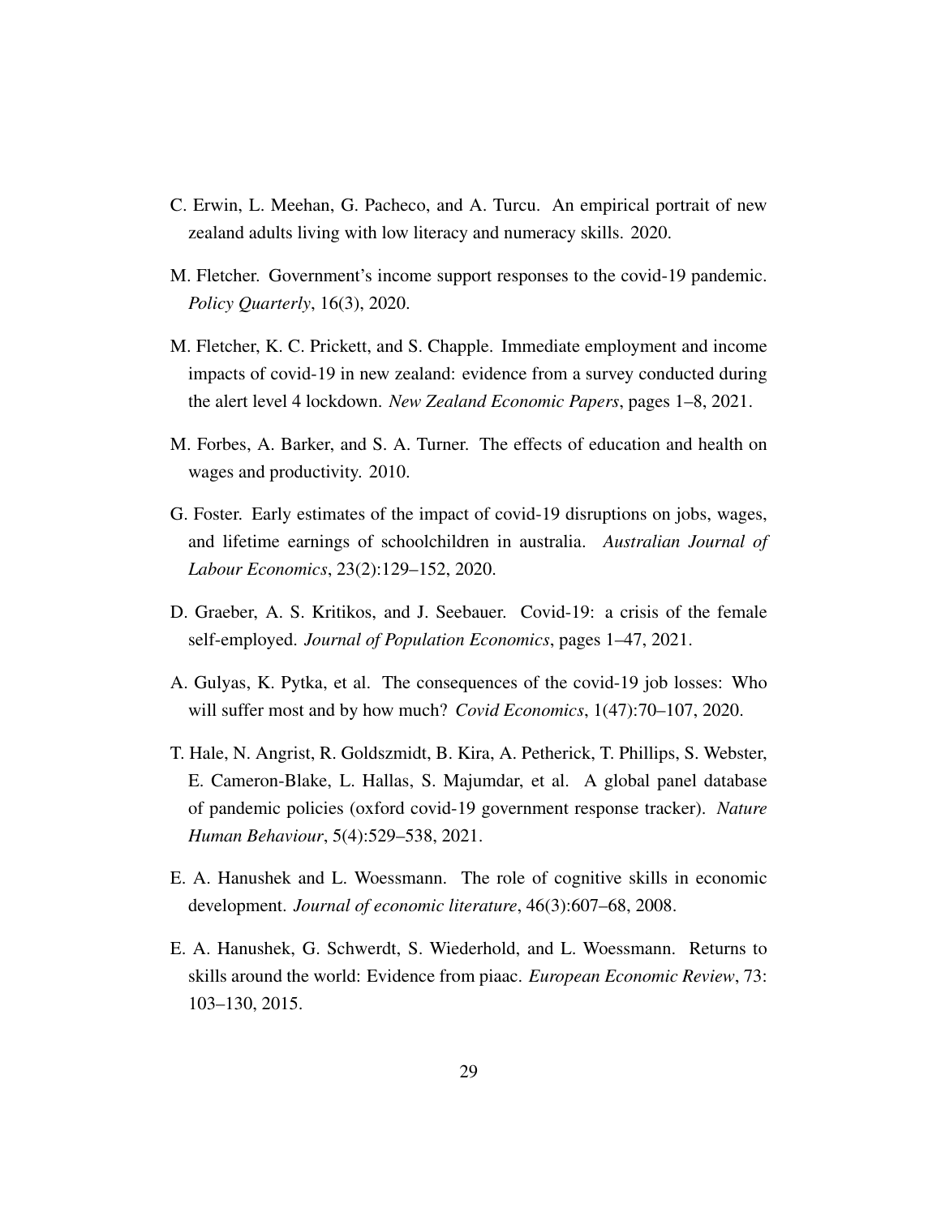C. Erwin, L. Meehan, G. Pacheco, and A. Turcu. An empirical portrait of new zealand adults living with low literacy and numeracy skills. 2020.

M. Fletcher. Government's income support responses to the covid-19 pandemic. *Policy Quarterly*, 16(3), 2020.

M. Fletcher, K. C. Prickett, and S. Chapple. Immediate employment and income impacts of covid-19 in new zealand: evidence from a survey conducted during the alert level 4 lockdown. *New Zealand Economic Papers*, pages 1–8, 2021.

M. Forbes, A. Barker, and S. A. Turner. The effects of education and health on wages and productivity. 2010.

G. Foster. Early estimates of the impact of covid-19 disruptions on jobs, wages, and lifetime earnings of schoolchildren in australia. *Australian Journal of Labour Economics*, 23(2):129–152, 2020.

D. Graeber, A. S. Kritikos, and J. Seebauer. Covid-19: a crisis of the female self-employed. *Journal of Population Economics*, pages 1–47, 2021.

A. Gulyas, K. Pytka, et al. The consequences of the covid-19 job losses: Who will suffer most and by how much? *Covid Economics*, 1(47):70–107, 2020.

T. Hale, N. Angrist, R. Goldszmidt, B. Kira, A. Petherick, T. Phillips, S. Webster, E. Cameron-Blake, L. Hallas, S. Majumdar, et al. A global panel database of pandemic policies (oxford covid-19 government response tracker). *Nature Human Behaviour*, 5(4):529–538, 2021.

E. A. Hanushek and L. Woessmann. The role of cognitive skills in economic development. *Journal of economic literature*, 46(3):607–68, 2008.

E. A. Hanushek, G. Schwerdt, S. Wiederhold, and L. Woessmann. Returns to skills around the world: Evidence from piaac. *European Economic Review*, 73: 103–130, 2015.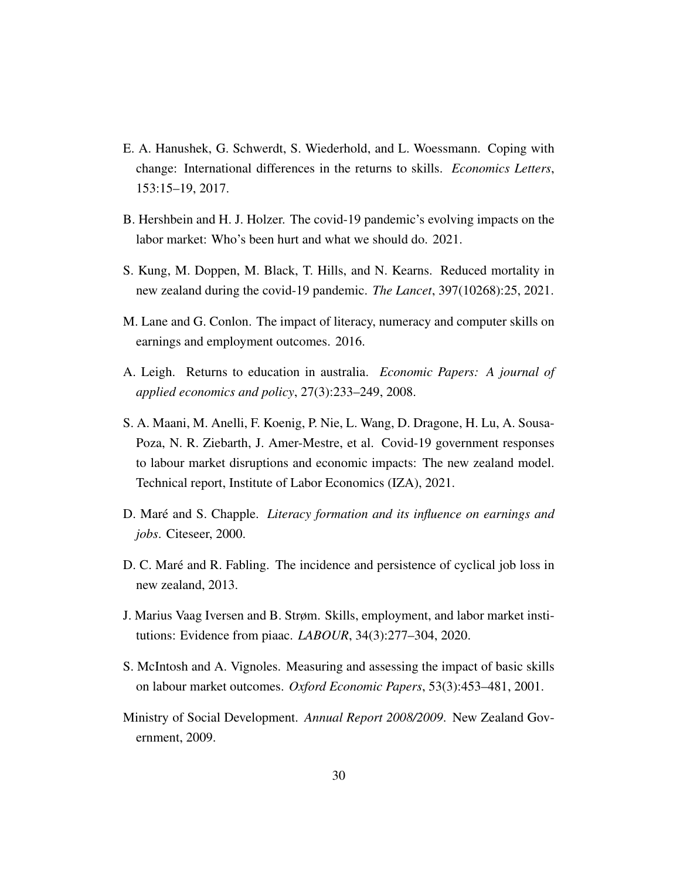E. A. Hanushek, G. Schwerdt, S. Wiederhold, and L. Woessmann. Coping with change: International differences in the returns to skills. *Economics Letters*, 153:15–19, 2017.

B. Hershbein and H. J. Holzer. The covid-19 pandemic's evolving impacts on the labor market: Who's been hurt and what we should do. 2021.

S. Kung, M. Doppen, M. Black, T. Hills, and N. Kearns. Reduced mortality in new zealand during the covid-19 pandemic. *The Lancet*, 397(10268):25, 2021.

M. Lane and G. Conlon. The impact of literacy, numeracy and computer skills on earnings and employment outcomes. 2016.

A. Leigh. Returns to education in australia. *Economic Papers: A journal of applied economics and policy*, 27(3):233–249, 2008.

S. A. Maani, M. Anelli, F. Koenig, P. Nie, L. Wang, D. Dragone, H. Lu, A. Sousa-Poza, N. R. Ziebarth, J. Amer-Mestre, et al. Covid-19 government responses to labour market disruptions and economic impacts: The new zealand model. Technical report, Institute of Labor Economics (IZA), 2021.

D. Maré and S. Chapple. *Literacy formation and its influence on earnings and jobs*. Citeseer, 2000.

D. C. Maré and R. Fabling. The incidence and persistence of cyclical job loss in new zealand, 2013.

J. Marius Vaag Iversen and B. Strøm. Skills, employment, and labor market institutions: Evidence from piaac. *LABOUR*, 34(3):277–304, 2020.

S. McIntosh and A. Vignoles. Measuring and assessing the impact of basic skills on labour market outcomes. *Oxford Economic Papers*, 53(3):453–481, 2001.

Ministry of Social Development. *Annual Report 2008/2009*. New Zealand Government, 2009.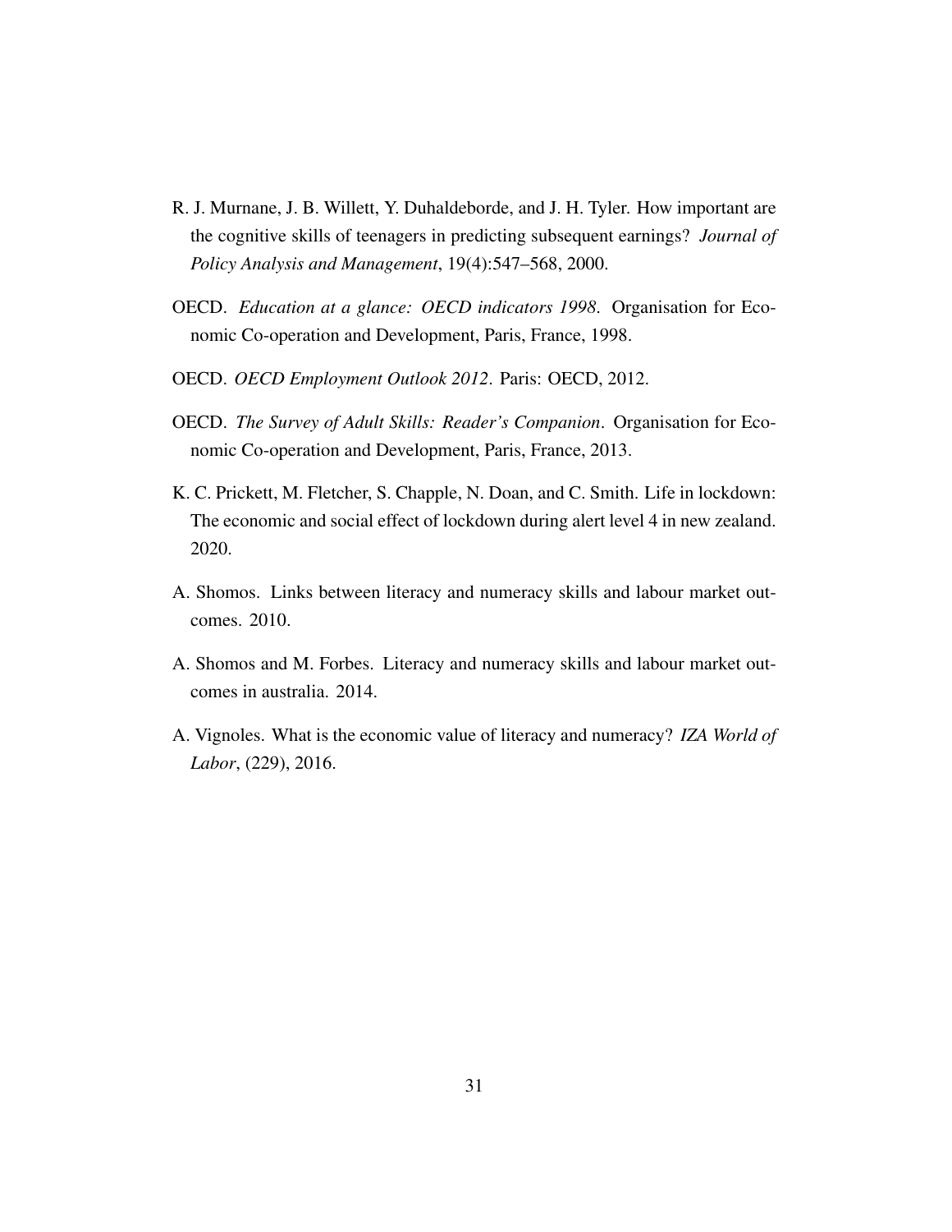R. J. Murnane, J. B. Willett, Y. Duhaldeborde, and J. H. Tyler. How important are the cognitive skills of teenagers in predicting subsequent earnings? *Journal of Policy Analysis and Management*, 19(4):547–568, 2000.

OECD. *Education at a glance: OECD indicators 1998*. Organisation for Economic Co-operation and Development, Paris, France, 1998.

OECD. *OECD Employment Outlook 2012*. Paris: OECD, 2012.

OECD. *The Survey of Adult Skills: Reader's Companion*. Organisation for Economic Co-operation and Development, Paris, France, 2013.

K. C. Prickett, M. Fletcher, S. Chapple, N. Doan, and C. Smith. Life in lockdown: The economic and social effect of lockdown during alert level 4 in new zealand. 2020.

A. Shomos. Links between literacy and numeracy skills and labour market outcomes. 2010.

A. Shomos and M. Forbes. Literacy and numeracy skills and labour market outcomes in australia. 2014.

A. Vignoles. What is the economic value of literacy and numeracy? *IZA World of Labor*, (229), 2016.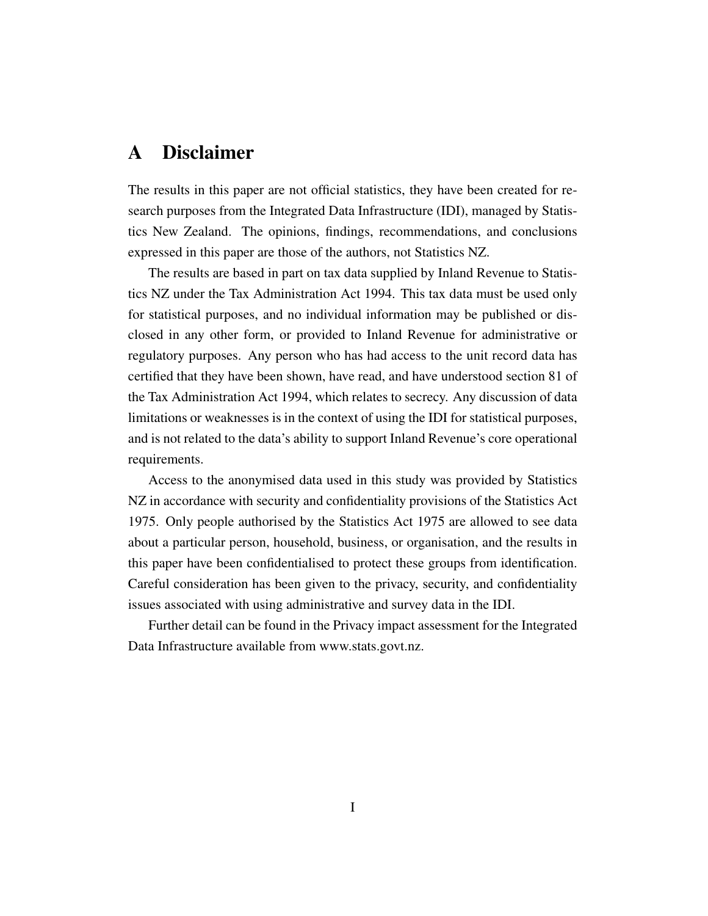# A Disclaimer

The results in this paper are not official statistics, they have been created for research purposes from the Integrated Data Infrastructure (IDI), managed by Statistics New Zealand. The opinions, findings, recommendations, and conclusions expressed in this paper are those of the authors, not Statistics NZ.

The results are based in part on tax data supplied by Inland Revenue to Statistics NZ under the Tax Administration Act 1994. This tax data must be used only for statistical purposes, and no individual information may be published or disclosed in any other form, or provided to Inland Revenue for administrative or regulatory purposes. Any person who has had access to the unit record data has certified that they have been shown, have read, and have understood section 81 of the Tax Administration Act 1994, which relates to secrecy. Any discussion of data limitations or weaknesses is in the context of using the IDI for statistical purposes, and is not related to the data's ability to support Inland Revenue's core operational requirements.

Access to the anonymised data used in this study was provided by Statistics NZ in accordance with security and confidentiality provisions of the Statistics Act 1975. Only people authorised by the Statistics Act 1975 are allowed to see data about a particular person, household, business, or organisation, and the results in this paper have been confidentialised to protect these groups from identification. Careful consideration has been given to the privacy, security, and confidentiality issues associated with using administrative and survey data in the IDI.

Further detail can be found in the Privacy impact assessment for the Integrated Data Infrastructure available from www.stats.govt.nz.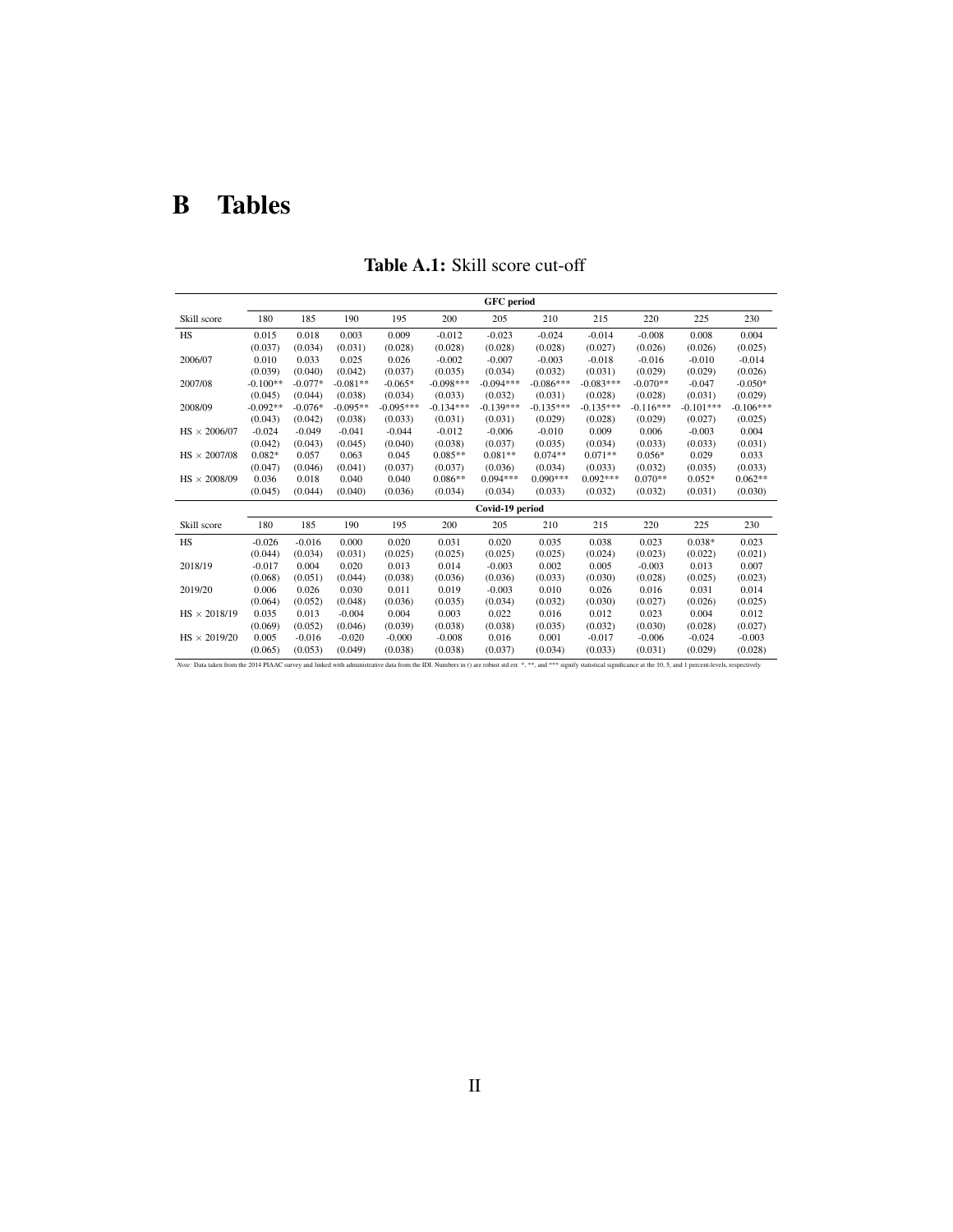# B Tables

**Table A.1:** Skill score cut-off

| | GFC period | | | | | | | | | | |
|---|---|---|---|---|---|---|---|---|---|---|---|
| Skill score | 180 | 185 | 190 | 195 | 200 | 205 | 210 | 215 | 220 | 225 | 230 |
| HS | 0.015 | 0.018 | 0.003 | 0.009 | -0.012 | -0.023 | -0.024 | -0.014 | -0.008 | 0.008 | 0.004 |
| | (0.037) | (0.034) | (0.031) | (0.028) | (0.028) | (0.028) | (0.028) | (0.027) | (0.026) | (0.026) | (0.025) |
| 2006/07 | 0.010 | 0.033 | 0.025 | 0.026 | -0.002 | -0.007 | -0.003 | -0.018 | -0.016 | -0.010 | -0.014 |
| | (0.039) | (0.040) | (0.042) | (0.037) | (0.035) | (0.034) | (0.032) | (0.031) | (0.029) | (0.029) | (0.026) |
| 2007/08 | -0.100** | -0.077* | -0.081** | -0.065* | -0.098*** | -0.094*** | -0.086*** | -0.083*** | -0.070** | -0.047 | -0.050* |
| | (0.045) | (0.044) | (0.038) | (0.034) | (0.033) | (0.032) | (0.031) | (0.028) | (0.028) | (0.031) | (0.029) |
| 2008/09 | -0.092** | -0.076* | -0.095** | -0.095*** | -0.134*** | -0.139*** | -0.135*** | -0.135*** | -0.116*** | -0.101*** | -0.106*** |
| | (0.043) | (0.042) | (0.038) | (0.033) | (0.031) | (0.031) | (0.029) | (0.028) | (0.029) | (0.027) | (0.025) |
| HS × 2006/07 | -0.024 | -0.049 | -0.041 | -0.044 | -0.012 | -0.006 | -0.010 | 0.009 | 0.006 | -0.003 | 0.004 |
| | (0.042) | (0.043) | (0.045) | (0.040) | (0.038) | (0.037) | (0.035) | (0.034) | (0.033) | (0.033) | (0.031) |
| HS × 2007/08 | 0.082* | 0.057 | 0.063 | 0.045 | 0.085** | 0.081** | 0.074** | 0.071** | 0.056* | 0.029 | 0.033 |
| | (0.047) | (0.046) | (0.041) | (0.037) | (0.037) | (0.036) | (0.034) | (0.033) | (0.032) | (0.035) | (0.033) |
| HS × 2008/09 | 0.036 | 0.018 | 0.040 | 0.040 | 0.086** | 0.094*** | 0.090*** | 0.092*** | 0.070** | 0.052* | 0.062** |
| | (0.045) | (0.044) | (0.040) | (0.036) | (0.034) | (0.034) | (0.033) | (0.032) | (0.032) | (0.031) | (0.030) |
| | Covid-19 period | | | | | | | | | | |
| Skill score | 180 | 185 | 190 | 195 | 200 | 205 | 210 | 215 | 220 | 225 | 230 |
| HS | -0.026 | -0.016 | 0.000 | 0.020 | 0.031 | 0.020 | 0.035 | 0.038 | 0.023 | 0.038* | 0.023 |
| | (0.044) | (0.034) | (0.031) | (0.025) | (0.025) | (0.025) | (0.025) | (0.024) | (0.023) | (0.022) | (0.021) |
| 2018/19 | -0.017 | 0.004 | 0.020 | 0.013 | 0.014 | -0.003 | 0.002 | 0.005 | -0.003 | 0.013 | 0.007 |
| | (0.068) | (0.051) | (0.044) | (0.038) | (0.036) | (0.036) | (0.033) | (0.030) | (0.028) | (0.025) | (0.023) |
| 2019/20 | 0.006 | 0.026 | 0.030 | 0.011 | 0.019 | -0.003 | 0.010 | 0.026 | 0.016 | 0.031 | 0.014 |
| | (0.064) | (0.052) | (0.048) | (0.036) | (0.035) | (0.034) | (0.032) | (0.030) | (0.027) | (0.026) | (0.025) |
| HS × 2018/19 | 0.035 | 0.013 | -0.004 | 0.004 | 0.003 | 0.022 | 0.016 | 0.012 | 0.023 | 0.004 | 0.012 |
| | (0.069) | (0.052) | (0.046) | (0.039) | (0.038) | (0.038) | (0.035) | (0.032) | (0.030) | (0.028) | (0.027) |
| HS × 2019/20 | 0.005 | -0.016 | -0.020 | -0.000 | -0.008 | 0.016 | 0.001 | -0.017 | -0.006 | -0.024 | -0.003 |
| | (0.065) | (0.053) | (0.049) | (0.038) | (0.038) | (0.037) | (0.034) | (0.033) | (0.031) | (0.029) | (0.028) |

*Note:* Data taken from the 2014 PIAAC survey and linked with administrative data from the IDI. Numbers in () are robust std err. *, **, and *** signify statistical significance at the 10, 5, and 1 percent-levels, respectively.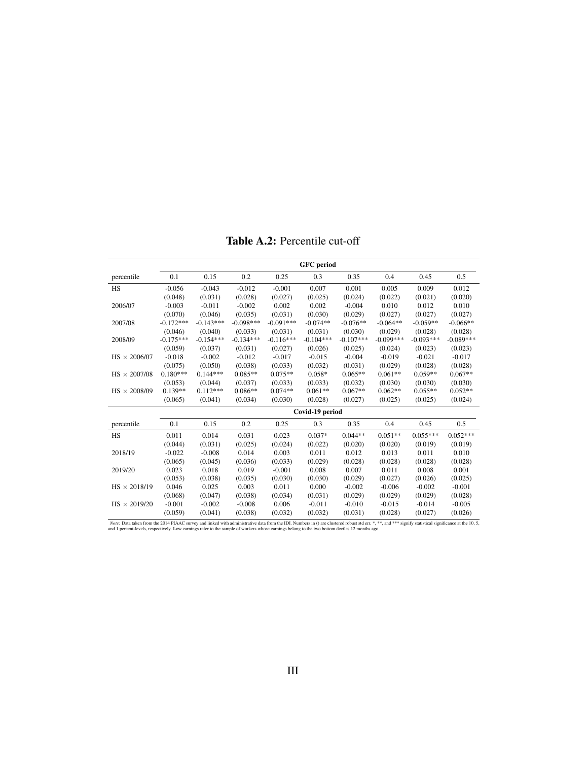**Table A.2:** Percentile cut-off

| | GFC period | | | | | | | | |
|---|---|---|---|---|---|---|---|---|---|
| percentile | 0.1 | 0.15 | 0.2 | 0.25 | 0.3 | 0.35 | 0.4 | 0.45 | 0.5 |
| HS | -0.056 | -0.043 | -0.012 | -0.001 | 0.007 | 0.001 | 0.005 | 0.009 | 0.012 |
| | (0.048) | (0.031) | (0.028) | (0.027) | (0.025) | (0.024) | (0.022) | (0.021) | (0.020) |
| 2006/07 | -0.003 | -0.011 | -0.002 | 0.002 | 0.002 | -0.004 | 0.010 | 0.012 | 0.010 |
| | (0.070) | (0.046) | (0.035) | (0.031) | (0.030) | (0.029) | (0.027) | (0.027) | (0.027) |
| 2007/08 | -0.172*** | -0.143*** | -0.098*** | -0.091*** | -0.074** | -0.076** | -0.064** | -0.059** | -0.066** |
| | (0.046) | (0.040) | (0.033) | (0.031) | (0.031) | (0.030) | (0.029) | (0.028) | (0.028) |
| 2008/09 | -0.175*** | -0.154*** | -0.134*** | -0.116*** | -0.104*** | -0.107*** | -0.099*** | -0.093*** | -0.089*** |
| | (0.059) | (0.037) | (0.031) | (0.027) | (0.026) | (0.025) | (0.024) | (0.023) | (0.023) |
| HS × 2006/07 | -0.018 | -0.002 | -0.012 | -0.017 | -0.015 | -0.004 | -0.019 | -0.021 | -0.017 |
| | (0.075) | (0.050) | (0.038) | (0.033) | (0.032) | (0.031) | (0.029) | (0.028) | (0.028) |
| HS × 2007/08 | 0.180*** | 0.144*** | 0.085** | 0.075** | 0.058* | 0.065** | 0.061** | 0.059** | 0.067** |
| | (0.053) | (0.044) | (0.037) | (0.033) | (0.033) | (0.032) | (0.030) | (0.030) | (0.030) |
| HS × 2008/09 | 0.139** | 0.112*** | 0.086** | 0.074** | 0.061** | 0.067** | 0.062** | 0.055** | 0.052** |
| | (0.065) | (0.041) | (0.034) | (0.030) | (0.028) | (0.027) | (0.025) | (0.025) | (0.024) |
| | Covid-19 period | | | | | | | | |
| percentile | 0.1 | 0.15 | 0.2 | 0.25 | 0.3 | 0.35 | 0.4 | 0.45 | 0.5 |
| HS | 0.011 | 0.014 | 0.031 | 0.023 | 0.037* | 0.044** | 0.051** | 0.055*** | 0.052*** |
| | (0.044) | (0.031) | (0.025) | (0.024) | (0.022) | (0.020) | (0.020) | (0.019) | (0.019) |
| 2018/19 | -0.022 | -0.008 | 0.014 | 0.003 | 0.011 | 0.012 | 0.013 | 0.011 | 0.010 |
| | (0.065) | (0.045) | (0.036) | (0.033) | (0.029) | (0.028) | (0.028) | (0.028) | (0.028) |
| 2019/20 | 0.023 | 0.018 | 0.019 | -0.001 | 0.008 | 0.007 | 0.011 | 0.008 | 0.001 |
| | (0.053) | (0.038) | (0.035) | (0.030) | (0.030) | (0.029) | (0.027) | (0.026) | (0.025) |
| HS × 2018/19 | 0.046 | 0.025 | 0.003 | 0.011 | 0.000 | -0.002 | -0.006 | -0.002 | -0.001 |
| | (0.068) | (0.047) | (0.038) | (0.034) | (0.031) | (0.029) | (0.029) | (0.029) | (0.028) |
| HS × 2019/20 | -0.001 | -0.002 | -0.008 | 0.006 | -0.011 | -0.010 | -0.015 | -0.014 | -0.005 |
| | (0.059) | (0.041) | (0.038) | (0.032) | (0.032) | (0.031) | (0.028) | (0.027) | (0.026) |

*Note:* Data taken from the 2014 PIAAC survey and linked with administrative data from the IDI. Numbers in () are clustered robust std err. *, **, and *** signify statistical significance at the 10, 5, and 1 percent-levels, respectively. Low earnings refer to the sample of workers whose earnings belong to the two bottom deciles 12 months ago.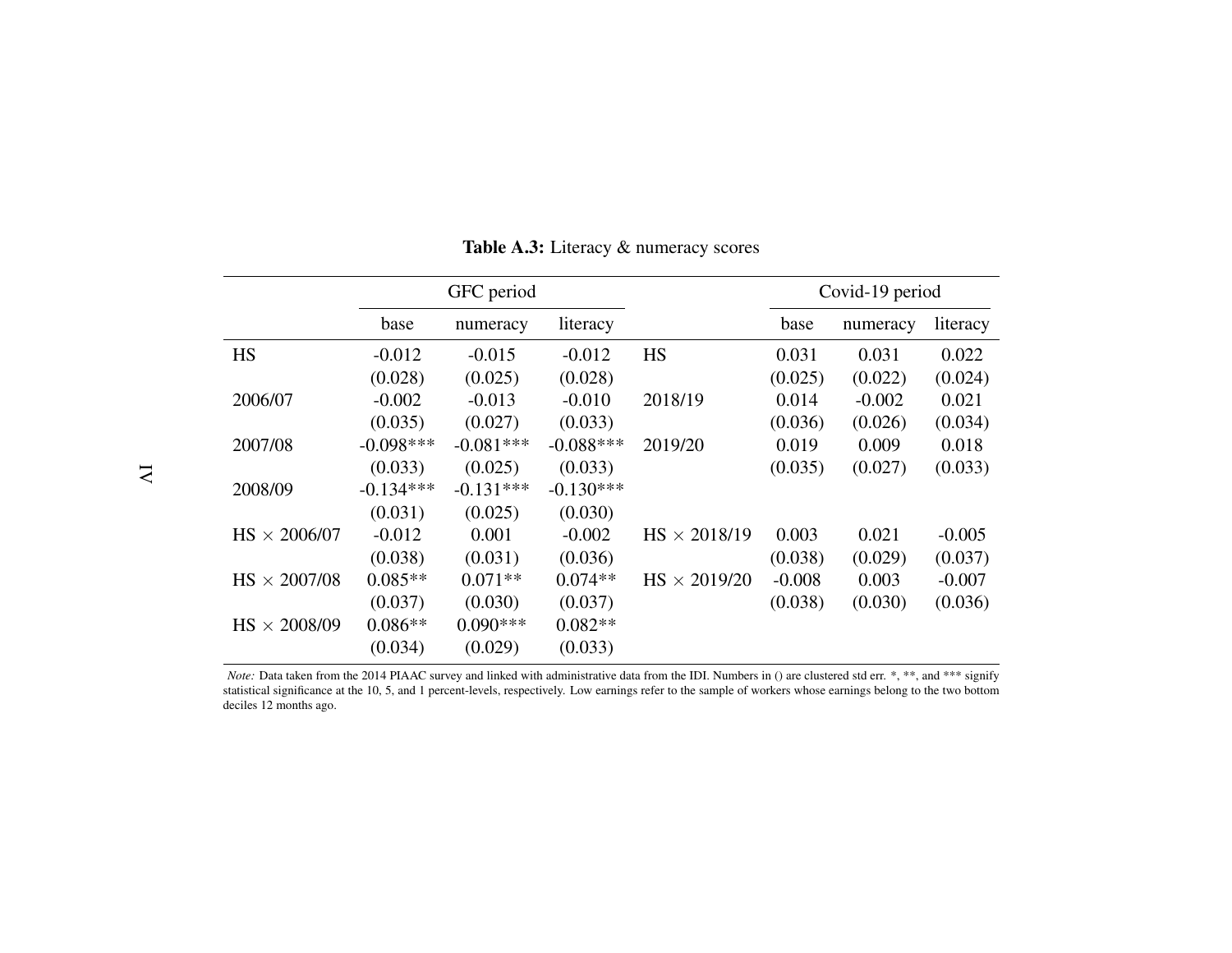**Table A.3:** Literacy & numeracy scores

| | GFC period | | | | Covid-19 period | | |
|---|---|---|---|---|---|---|---|
| | base | numeracy | literacy | | base | numeracy | literacy |
| HS | -0.012 | -0.015 | -0.012 | HS | 0.031 | 0.031 | 0.022 |
| | (0.028) | (0.025) | (0.028) | | (0.025) | (0.022) | (0.024) |
| 2006/07 | -0.002 | -0.013 | -0.010 | 2018/19 | 0.014 | -0.002 | 0.021 |
| | (0.035) | (0.027) | (0.033) | | (0.036) | (0.026) | (0.034) |
| 2007/08 | -0.098*** | -0.081*** | -0.088*** | 2019/20 | 0.019 | 0.009 | 0.018 |
| | (0.033) | (0.025) | (0.033) | | (0.035) | (0.027) | (0.033) |
| 2008/09 | -0.134*** | -0.131*** | -0.130*** | | | | |
| | (0.031) | (0.025) | (0.030) | | | | |
| HS × 2006/07 | -0.012 | 0.001 | -0.002 | HS × 2018/19 | 0.003 | 0.021 | -0.005 |
| | (0.038) | (0.031) | (0.036) | | (0.038) | (0.029) | (0.037) |
| HS × 2007/08 | 0.085** | 0.071** | 0.074** | HS × 2019/20 | -0.008 | 0.003 | -0.007 |
| | (0.037) | (0.030) | (0.037) | | (0.038) | (0.030) | (0.036) |
| HS × 2008/09 | 0.086** | 0.090*** | 0.082** | | | | |
| | (0.034) | (0.029) | (0.033) | | | | |

*Note:* Data taken from the 2014 PIAAC survey and linked with administrative data from the IDI. Numbers in () are clustered std err. *, **, and *** signify statistical significance at the 10, 5, and 1 percent-levels, respectively. Low earnings refer to the sample of workers whose earnings belong to the two bottom deciles 12 months ago.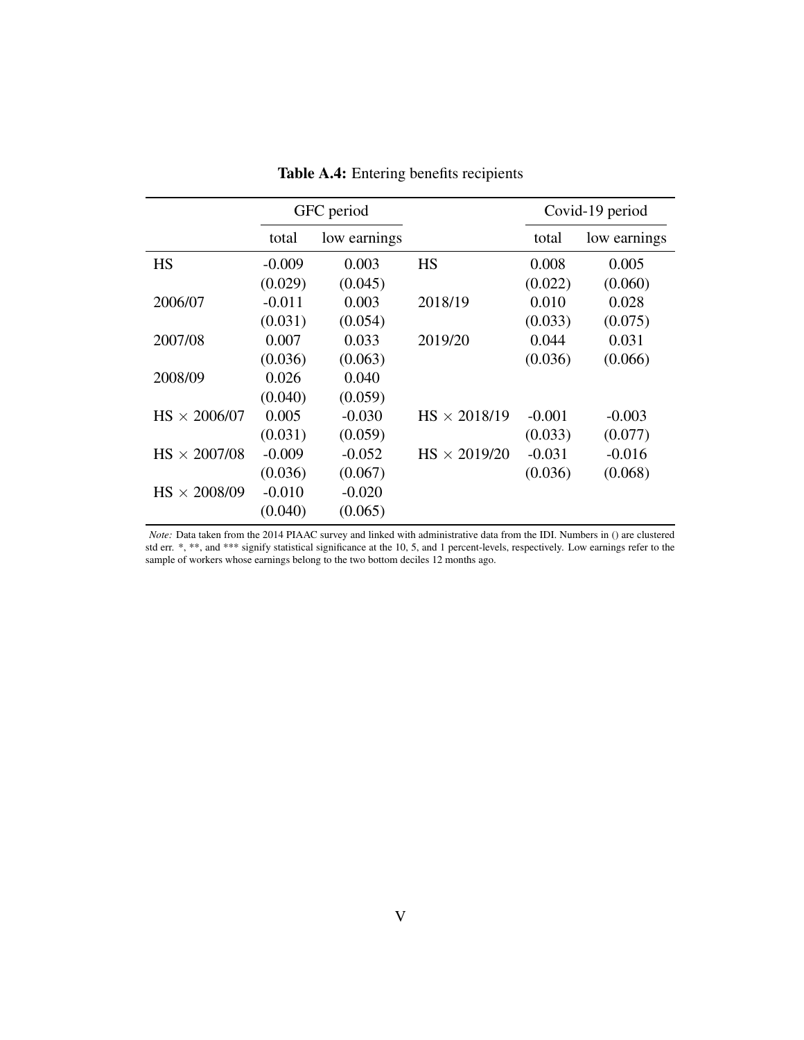**Table A.4:** Entering benefits recipients

| | GFC period | | | Covid-19 period | |
|---|---|---|---|---|---|
| | total | low earnings | | total | low earnings |
| HS | -0.009 | 0.003 | HS | 0.008 | 0.005 |
| | (0.029) | (0.045) | | (0.022) | (0.060) |
| 2006/07 | -0.011 | 0.003 | 2018/19 | 0.010 | 0.028 |
| | (0.031) | (0.054) | | (0.033) | (0.075) |
| 2007/08 | 0.007 | 0.033 | 2019/20 | 0.044 | 0.031 |
| | (0.036) | (0.063) | | (0.036) | (0.066) |
| 2008/09 | 0.026 | 0.040 | | | |
| | (0.040) | (0.059) | | | |
| HS × 2006/07 | 0.005 | -0.030 | HS × 2018/19 | -0.001 | -0.003 |
| | (0.031) | (0.059) | | (0.033) | (0.077) |
| HS × 2007/08 | -0.009 | -0.052 | HS × 2019/20 | -0.031 | -0.016 |
| | (0.036) | (0.067) | | (0.036) | (0.068) |
| HS × 2008/09 | -0.010 | -0.020 | | | |
| | (0.040) | (0.065) | | | |

*Note:* Data taken from the 2014 PIAAC survey and linked with administrative data from the IDI. Numbers in () are clustered std err. *, **, and *** signify statistical significance at the 10, 5, and 1 percent-levels, respectively. Low earnings refer to the sample of workers whose earnings belong to the two bottom deciles 12 months ago.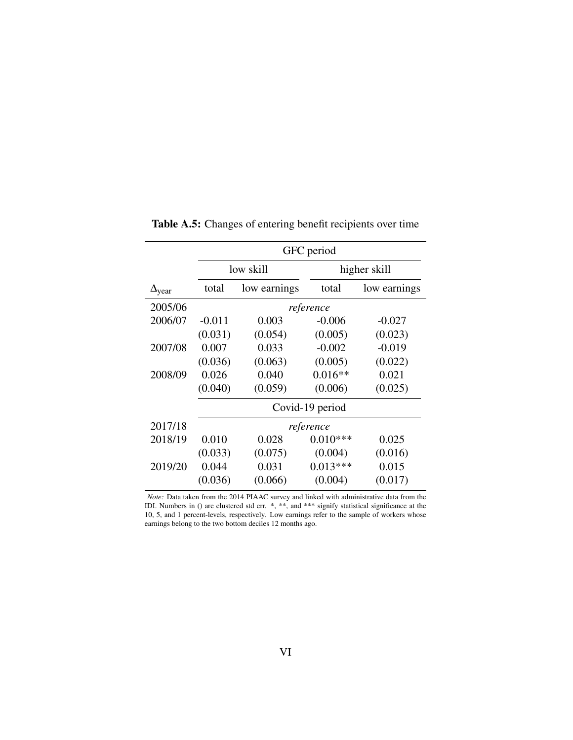**Table A.5:** Changes of entering benefit recipients over time

| | GFC period | | | |
|---|---|---|---|---|
| | low skill | | higher skill | |
| $\Delta_{\text{year}}$ | total | low earnings | total | low earnings |
| 2005/06 | *reference* | | | |
| 2006/07 | -0.011 | 0.003 | -0.006 | -0.027 |
| | (0.031) | (0.054) | (0.005) | (0.023) |
| 2007/08 | 0.007 | 0.033 | -0.002 | -0.019 |
| | (0.036) | (0.063) | (0.005) | (0.022) |
| 2008/09 | 0.026 | 0.040 | 0.016** | 0.021 |
| | (0.040) | (0.059) | (0.006) | (0.025) |
| | Covid-19 period | | | |
| 2017/18 | *reference* | | | |
| 2018/19 | 0.010 | 0.028 | 0.010*** | 0.025 |
| | (0.033) | (0.075) | (0.004) | (0.016) |
| 2019/20 | 0.044 | 0.031 | 0.013*** | 0.015 |
| | (0.036) | (0.066) | (0.004) | (0.017) |

*Note:* Data taken from the 2014 PIAAC survey and linked with administrative data from the IDI. Numbers in () are clustered std err. *, **, and *** signify statistical significance at the 10, 5, and 1 percent-levels, respectively. Low earnings refer to the sample of workers whose earnings belong to the two bottom deciles 12 months ago.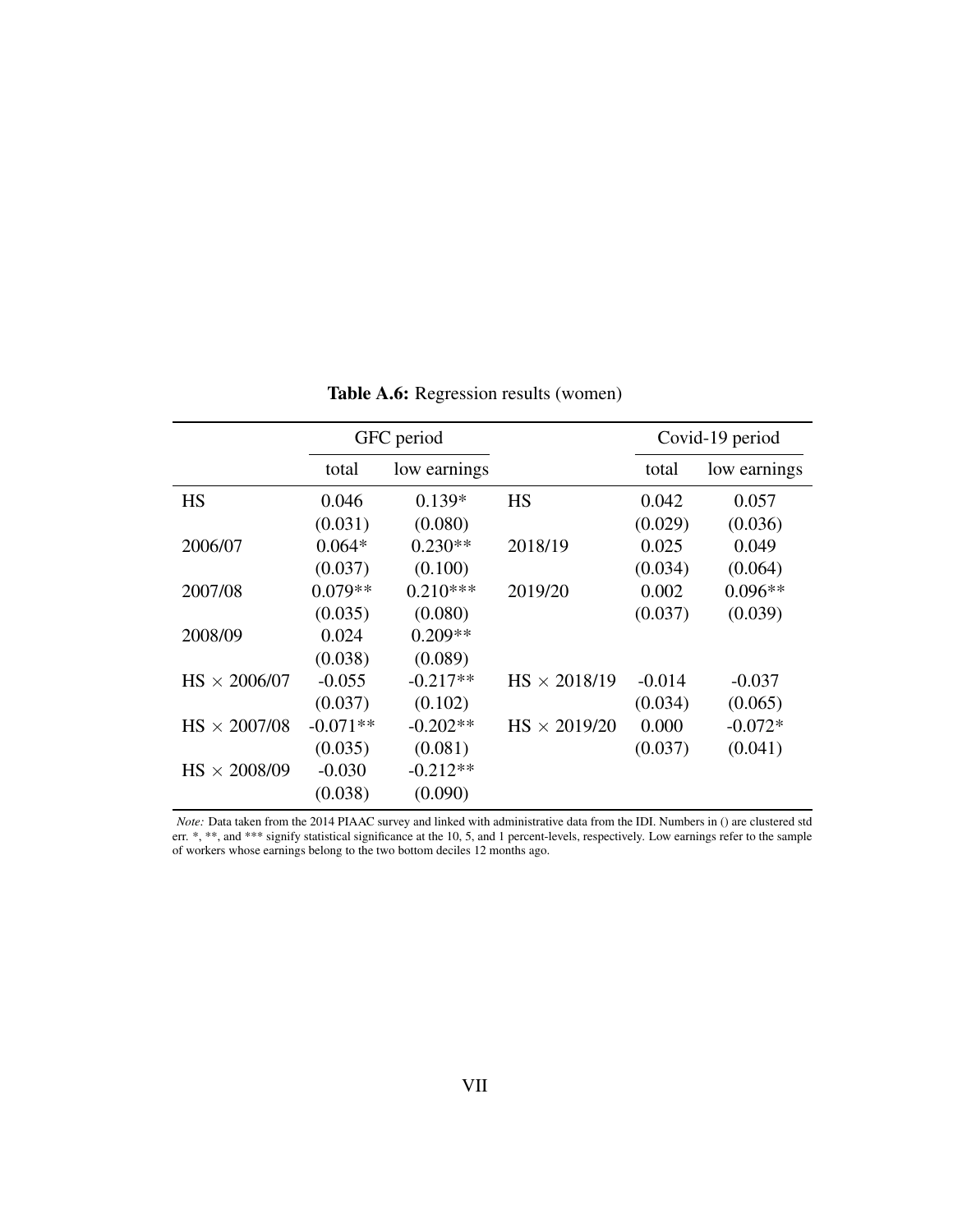**Table A.6:** Regression results (women)

| | GFC period | | | Covid-19 period | |
|---|---|---|---|---|---|
| | total | low earnings | | total | low earnings |
| HS | 0.046 | 0.139* | HS | 0.042 | 0.057 |
| | (0.031) | (0.080) | | (0.029) | (0.036) |
| 2006/07 | 0.064* | 0.230** | 2018/19 | 0.025 | 0.049 |
| | (0.037) | (0.100) | | (0.034) | (0.064) |
| 2007/08 | 0.079** | 0.210*** | 2019/20 | 0.002 | 0.096** |
| | (0.035) | (0.080) | | (0.037) | (0.039) |
| 2008/09 | 0.024 | 0.209** | | | |
| | (0.038) | (0.089) | | | |
| HS $\times$ 2006/07 | -0.055 | -0.217** | HS $\times$ 2018/19 | -0.014 | -0.037 |
| | (0.037) | (0.102) | | (0.034) | (0.065) |
| HS $\times$ 2007/08 | -0.071** | -0.202** | HS $\times$ 2019/20 | 0.000 | -0.072* |
| | (0.035) | (0.081) | | (0.037) | (0.041) |
| HS $\times$ 2008/09 | -0.030 | -0.212** | | | |
| | (0.038) | (0.090) | | | |

*Note:* Data taken from the 2014 PIAAC survey and linked with administrative data from the IDI. Numbers in () are clustered std err. *, **, and *** signify statistical significance at the 10, 5, and 1 percent-levels, respectively. Low earnings refer to the sample of workers whose earnings belong to the two bottom deciles 12 months ago.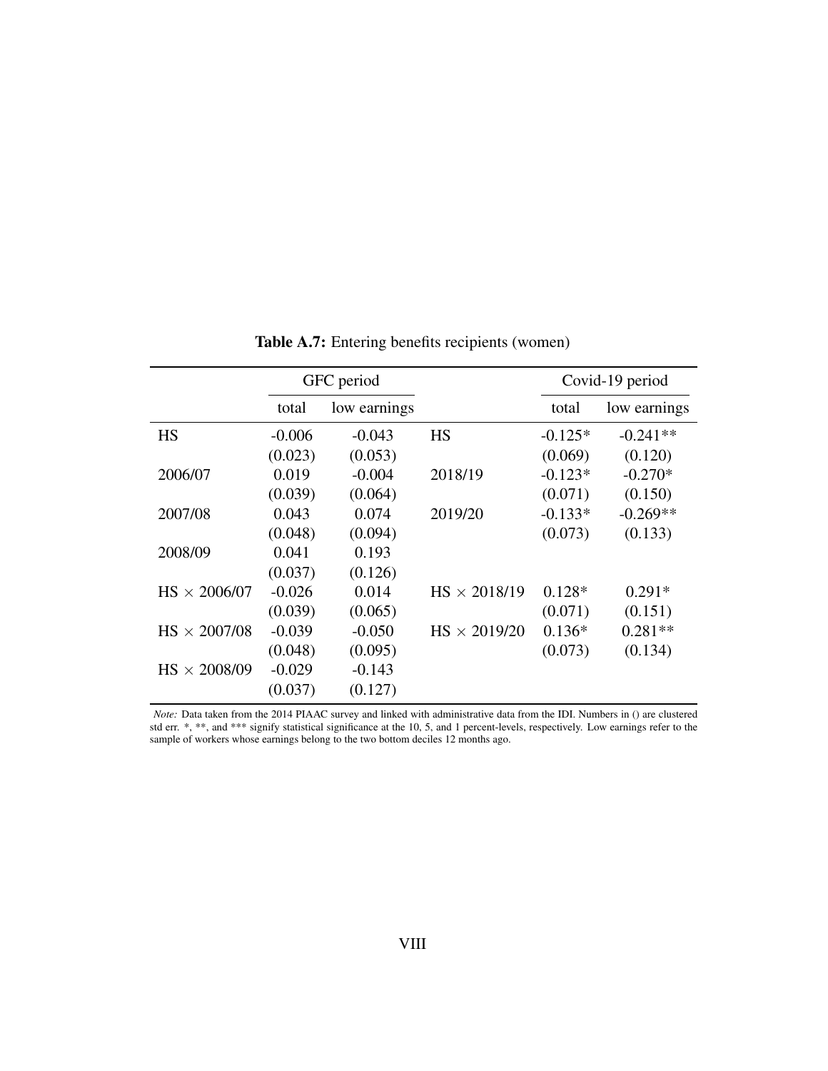**Table A.7:** Entering benefits recipients (women)

| | GFC period | | | Covid-19 period | |
|---|---|---|---|---|---|
| | total | low earnings | | total | low earnings |
| HS | -0.006 | -0.043 | HS | -0.125* | -0.241** |
| | (0.023) | (0.053) | | (0.069) | (0.120) |
| 2006/07 | 0.019 | -0.004 | 2018/19 | -0.123* | -0.270* |
| | (0.039) | (0.064) | | (0.071) | (0.150) |
| 2007/08 | 0.043 | 0.074 | 2019/20 | -0.133* | -0.269** |
| | (0.048) | (0.094) | | (0.073) | (0.133) |
| 2008/09 | 0.041 | 0.193 | | | |
| | (0.037) | (0.126) | | | |
| HS × 2006/07 | -0.026 | 0.014 | HS × 2018/19 | 0.128* | 0.291* |
| | (0.039) | (0.065) | | (0.071) | (0.151) |
| HS × 2007/08 | -0.039 | -0.050 | HS × 2019/20 | 0.136* | 0.281** |
| | (0.048) | (0.095) | | (0.073) | (0.134) |
| HS × 2008/09 | -0.029 | -0.143 | | | |
| | (0.037) | (0.127) | | | |

*Note:* Data taken from the 2014 PIAAC survey and linked with administrative data from the IDI. Numbers in () are clustered std err. *, **, and *** signify statistical significance at the 10, 5, and 1 percent-levels, respectively. Low earnings refer to the sample of workers whose earnings belong to the two bottom deciles 12 months ago.